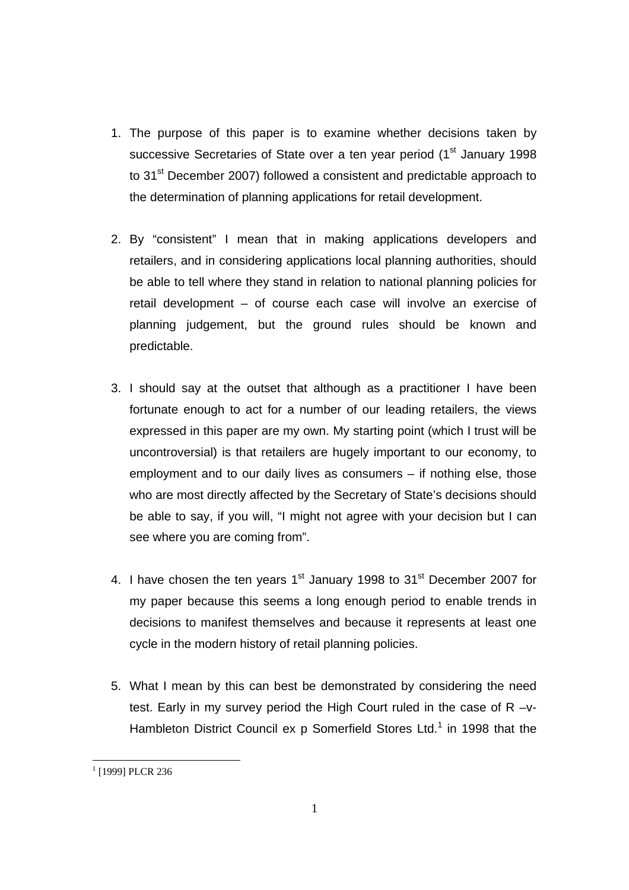1. The purpose of this paper is to examine whether decisions taken by successive Secretaries of State over a ten year period (1st January 1998 to 31st December 2007) followed a consistent and predictable approach to the determination of planning applications for retail development.

2. By "consistent" I mean that in making applications developers and retailers, and in considering applications local planning authorities, should be able to tell where they stand in relation to national planning policies for retail development – of course each case will involve an exercise of planning judgement, but the ground rules should be known and predictable.

3. I should say at the outset that although as a practitioner I have been fortunate enough to act for a number of our leading retailers, the views expressed in this paper are my own. My starting point (which I trust will be uncontroversial) is that retailers are hugely important to our economy, to employment and to our daily lives as consumers – if nothing else, those who are most directly affected by the Secretary of State's decisions should be able to say, if you will, "I might not agree with your decision but I can see where you are coming from".

4. I have chosen the ten years 1st January 1998 to 31st December 2007 for my paper because this seems a long enough period to enable trends in decisions to manifest themselves and because it represents at least one cycle in the modern history of retail planning policies.

5. What I mean by this can best be demonstrated by considering the need test. Early in my survey period the High Court ruled in the case of R –v- Hambleton District Council ex p Somerfield Stores Ltd.[1] in 1998 that the

[1] [1999] PLCR 236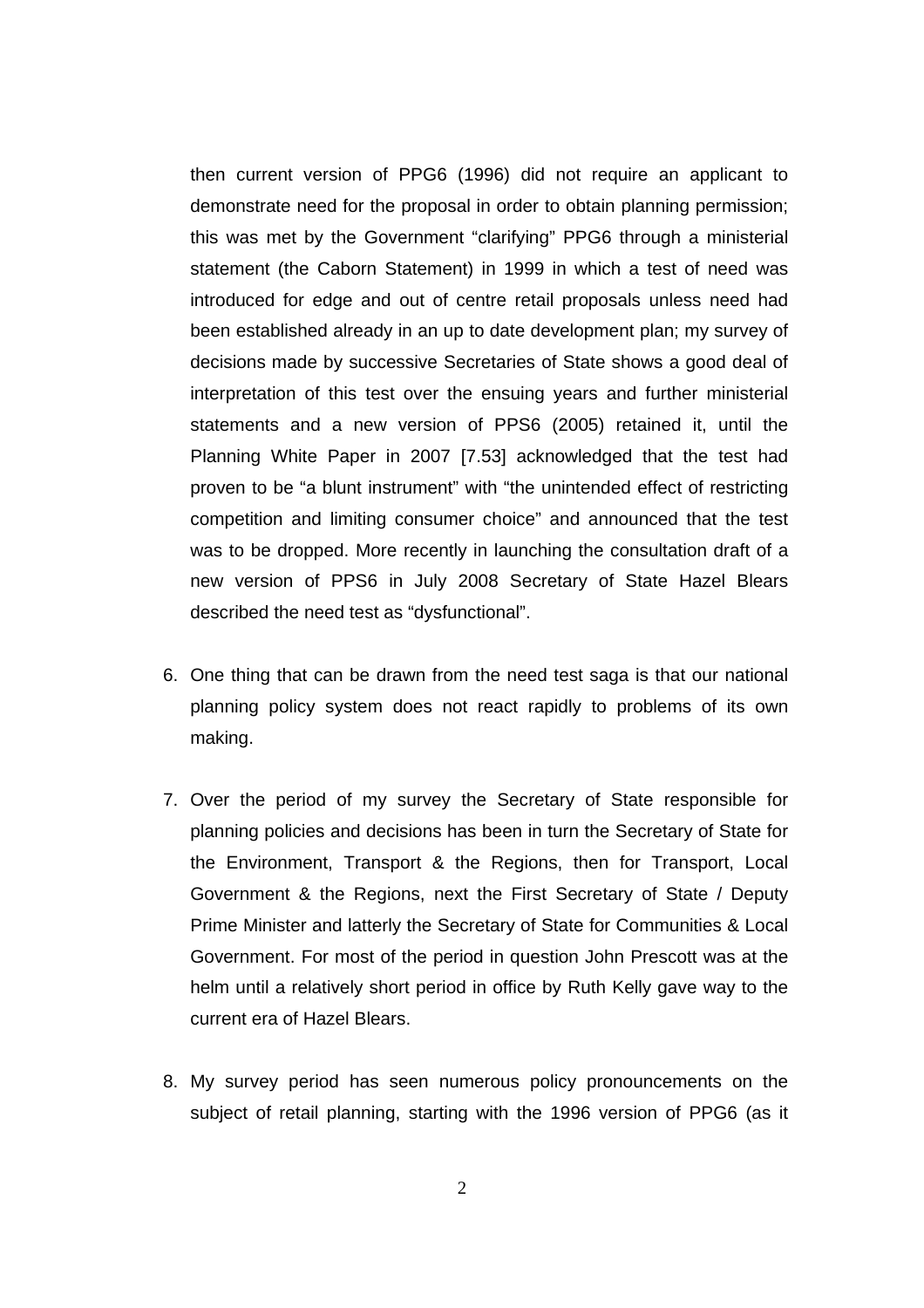then current version of PPG6 (1996) did not require an applicant to demonstrate need for the proposal in order to obtain planning permission; this was met by the Government "clarifying" PPG6 through a ministerial statement (the Caborn Statement) in 1999 in which a test of need was introduced for edge and out of centre retail proposals unless need had been established already in an up to date development plan; my survey of decisions made by successive Secretaries of State shows a good deal of interpretation of this test over the ensuing years and further ministerial statements and a new version of PPS6 (2005) retained it, until the Planning White Paper in 2007 [7.53] acknowledged that the test had proven to be "a blunt instrument" with "the unintended effect of restricting competition and limiting consumer choice" and announced that the test was to be dropped. More recently in launching the consultation draft of a new version of PPS6 in July 2008 Secretary of State Hazel Blears described the need test as "dysfunctional".

6. One thing that can be drawn from the need test saga is that our national planning policy system does not react rapidly to problems of its own making.

7. Over the period of my survey the Secretary of State responsible for planning policies and decisions has been in turn the Secretary of State for the Environment, Transport & the Regions, then for Transport, Local Government & the Regions, next the First Secretary of State / Deputy Prime Minister and latterly the Secretary of State for Communities & Local Government. For most of the period in question John Prescott was at the helm until a relatively short period in office by Ruth Kelly gave way to the current era of Hazel Blears.

8. My survey period has seen numerous policy pronouncements on the subject of retail planning, starting with the 1996 version of PPG6 (as it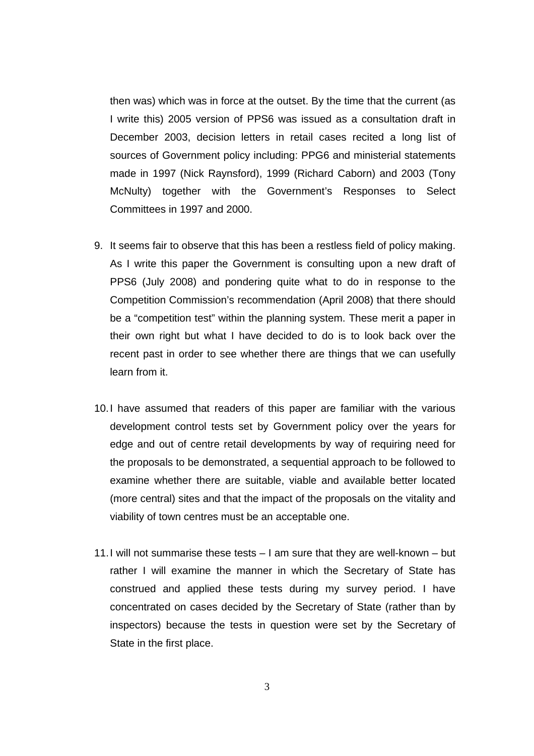then was) which was in force at the outset. By the time that the current (as I write this) 2005 version of PPS6 was issued as a consultation draft in December 2003, decision letters in retail cases recited a long list of sources of Government policy including: PPG6 and ministerial statements made in 1997 (Nick Raynsford), 1999 (Richard Caborn) and 2003 (Tony McNulty) together with the Government's Responses to Select Committees in 1997 and 2000.

9. It seems fair to observe that this has been a restless field of policy making. As I write this paper the Government is consulting upon a new draft of PPS6 (July 2008) and pondering quite what to do in response to the Competition Commission's recommendation (April 2008) that there should be a "competition test" within the planning system. These merit a paper in their own right but what I have decided to do is to look back over the recent past in order to see whether there are things that we can usefully learn from it.

10. I have assumed that readers of this paper are familiar with the various development control tests set by Government policy over the years for edge and out of centre retail developments by way of requiring need for the proposals to be demonstrated, a sequential approach to be followed to examine whether there are suitable, viable and available better located (more central) sites and that the impact of the proposals on the vitality and viability of town centres must be an acceptable one.

11. I will not summarise these tests – I am sure that they are well-known – but rather I will examine the manner in which the Secretary of State has construed and applied these tests during my survey period. I have concentrated on cases decided by the Secretary of State (rather than by inspectors) because the tests in question were set by the Secretary of State in the first place.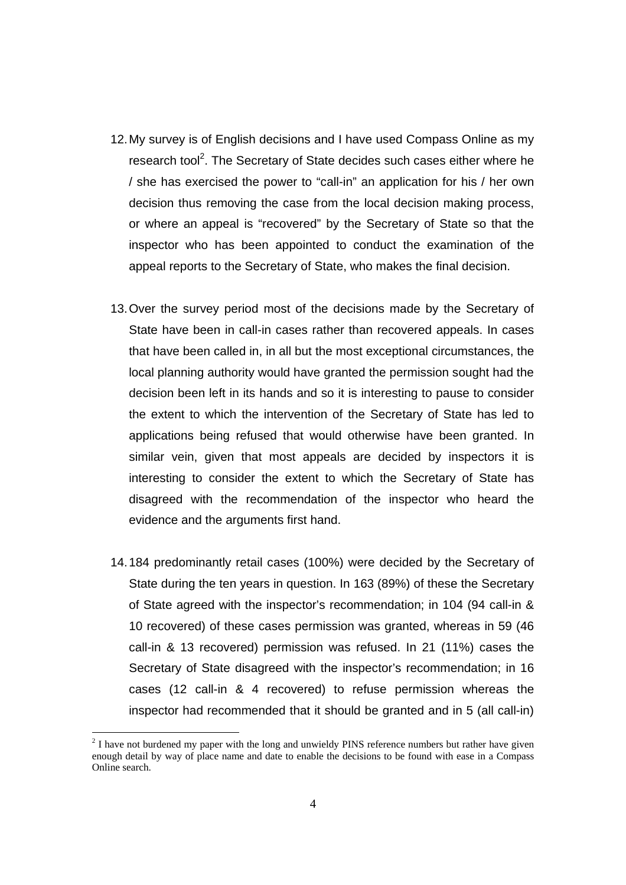12. My survey is of English decisions and I have used Compass Online as my research tool[2]. The Secretary of State decides such cases either where he / she has exercised the power to "call-in" an application for his / her own decision thus removing the case from the local decision making process, or where an appeal is "recovered" by the Secretary of State so that the inspector who has been appointed to conduct the examination of the appeal reports to the Secretary of State, who makes the final decision.

13. Over the survey period most of the decisions made by the Secretary of State have been in call-in cases rather than recovered appeals. In cases that have been called in, in all but the most exceptional circumstances, the local planning authority would have granted the permission sought had the decision been left in its hands and so it is interesting to pause to consider the extent to which the intervention of the Secretary of State has led to applications being refused that would otherwise have been granted. In similar vein, given that most appeals are decided by inspectors it is interesting to consider the extent to which the Secretary of State has disagreed with the recommendation of the inspector who heard the evidence and the arguments first hand.

14. 184 predominantly retail cases (100%) were decided by the Secretary of State during the ten years in question. In 163 (89%) of these the Secretary of State agreed with the inspector's recommendation; in 104 (94 call-in & 10 recovered) of these cases permission was granted, whereas in 59 (46 call-in & 13 recovered) permission was refused. In 21 (11%) cases the Secretary of State disagreed with the inspector's recommendation; in 16 cases (12 call-in & 4 recovered) to refuse permission whereas the inspector had recommended that it should be granted and in 5 (all call-in)

[2] I have not burdened my paper with the long and unwieldy PINS reference numbers but rather have given enough detail by way of place name and date to enable the decisions to be found with ease in a Compass Online search.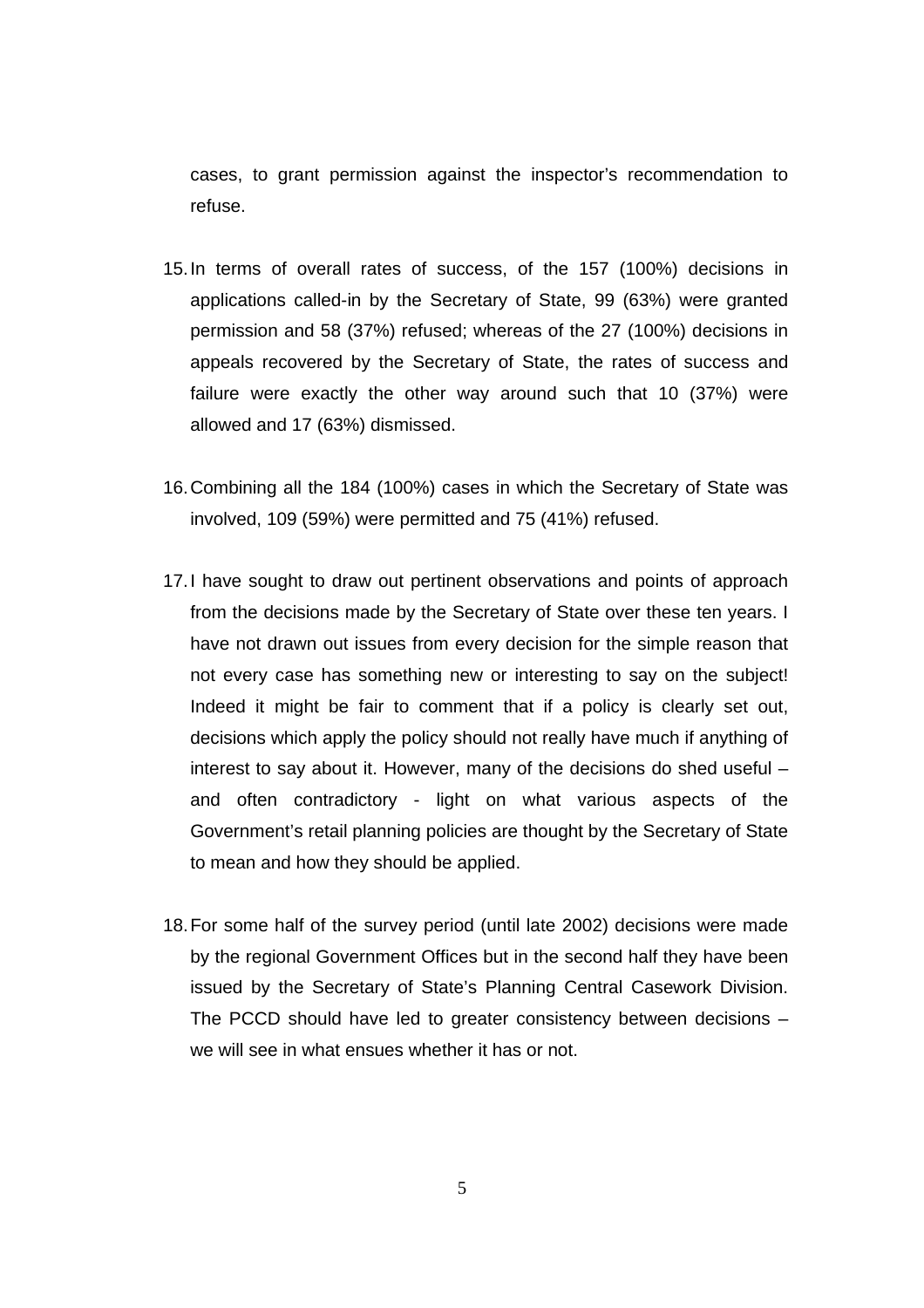cases, to grant permission against the inspector's recommendation to refuse.

15. In terms of overall rates of success, of the 157 (100%) decisions in applications called-in by the Secretary of State, 99 (63%) were granted permission and 58 (37%) refused; whereas of the 27 (100%) decisions in appeals recovered by the Secretary of State, the rates of success and failure were exactly the other way around such that 10 (37%) were allowed and 17 (63%) dismissed.

16. Combining all the 184 (100%) cases in which the Secretary of State was involved, 109 (59%) were permitted and 75 (41%) refused.

17. I have sought to draw out pertinent observations and points of approach from the decisions made by the Secretary of State over these ten years. I have not drawn out issues from every decision for the simple reason that not every case has something new or interesting to say on the subject! Indeed it might be fair to comment that if a policy is clearly set out, decisions which apply the policy should not really have much if anything of interest to say about it. However, many of the decisions do shed useful – and often contradictory - light on what various aspects of the Government's retail planning policies are thought by the Secretary of State to mean and how they should be applied.

18. For some half of the survey period (until late 2002) decisions were made by the regional Government Offices but in the second half they have been issued by the Secretary of State's Planning Central Casework Division. The PCCD should have led to greater consistency between decisions – we will see in what ensues whether it has or not.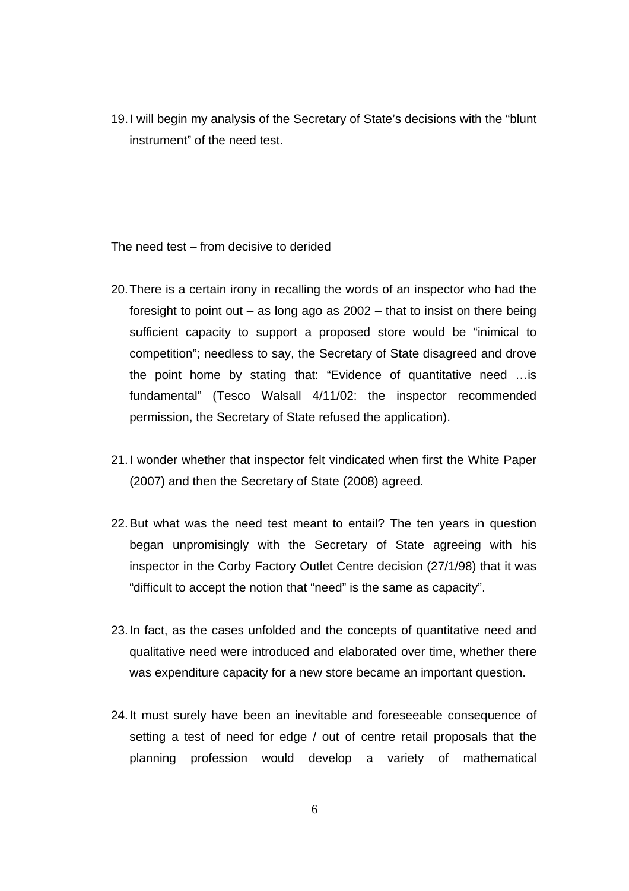19. I will begin my analysis of the Secretary of State's decisions with the "blunt instrument" of the need test.

The need test – from decisive to derided

20. There is a certain irony in recalling the words of an inspector who had the foresight to point out – as long ago as 2002 – that to insist on there being sufficient capacity to support a proposed store would be "inimical to competition"; needless to say, the Secretary of State disagreed and drove the point home by stating that: "Evidence of quantitative need …is fundamental" (Tesco Walsall 4/11/02: the inspector recommended permission, the Secretary of State refused the application).

21. I wonder whether that inspector felt vindicated when first the White Paper (2007) and then the Secretary of State (2008) agreed.

22. But what was the need test meant to entail? The ten years in question began unpromisingly with the Secretary of State agreeing with his inspector in the Corby Factory Outlet Centre decision (27/1/98) that it was "difficult to accept the notion that "need" is the same as capacity".

23. In fact, as the cases unfolded and the concepts of quantitative need and qualitative need were introduced and elaborated over time, whether there was expenditure capacity for a new store became an important question.

24. It must surely have been an inevitable and foreseeable consequence of setting a test of need for edge / out of centre retail proposals that the planning profession would develop a variety of mathematical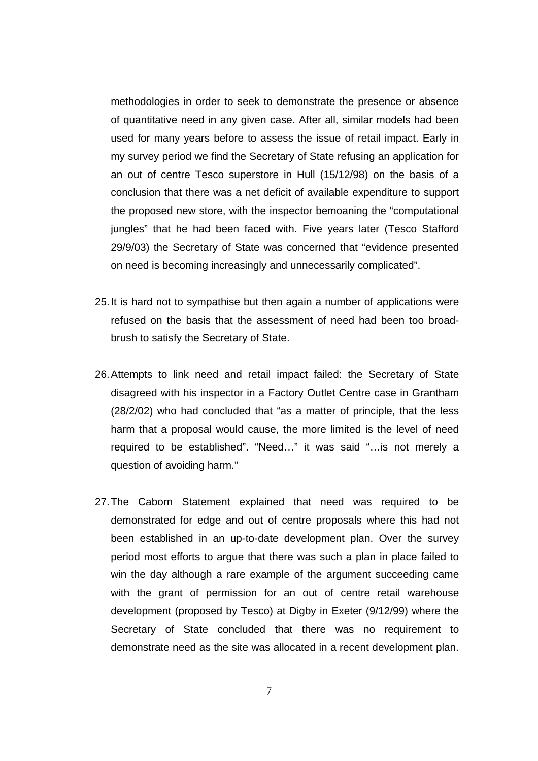methodologies in order to seek to demonstrate the presence or absence of quantitative need in any given case. After all, similar models had been used for many years before to assess the issue of retail impact. Early in my survey period we find the Secretary of State refusing an application for an out of centre Tesco superstore in Hull (15/12/98) on the basis of a conclusion that there was a net deficit of available expenditure to support the proposed new store, with the inspector bemoaning the "computational jungles" that he had been faced with. Five years later (Tesco Stafford 29/9/03) the Secretary of State was concerned that "evidence presented on need is becoming increasingly and unnecessarily complicated".

25. It is hard not to sympathise but then again a number of applications were refused on the basis that the assessment of need had been too broad-brush to satisfy the Secretary of State.

26. Attempts to link need and retail impact failed: the Secretary of State disagreed with his inspector in a Factory Outlet Centre case in Grantham (28/2/02) who had concluded that "as a matter of principle, that the less harm that a proposal would cause, the more limited is the level of need required to be established". "Need…" it was said "…is not merely a question of avoiding harm."

27. The Caborn Statement explained that need was required to be demonstrated for edge and out of centre proposals where this had not been established in an up-to-date development plan. Over the survey period most efforts to argue that there was such a plan in place failed to win the day although a rare example of the argument succeeding came with the grant of permission for an out of centre retail warehouse development (proposed by Tesco) at Digby in Exeter (9/12/99) where the Secretary of State concluded that there was no requirement to demonstrate need as the site was allocated in a recent development plan.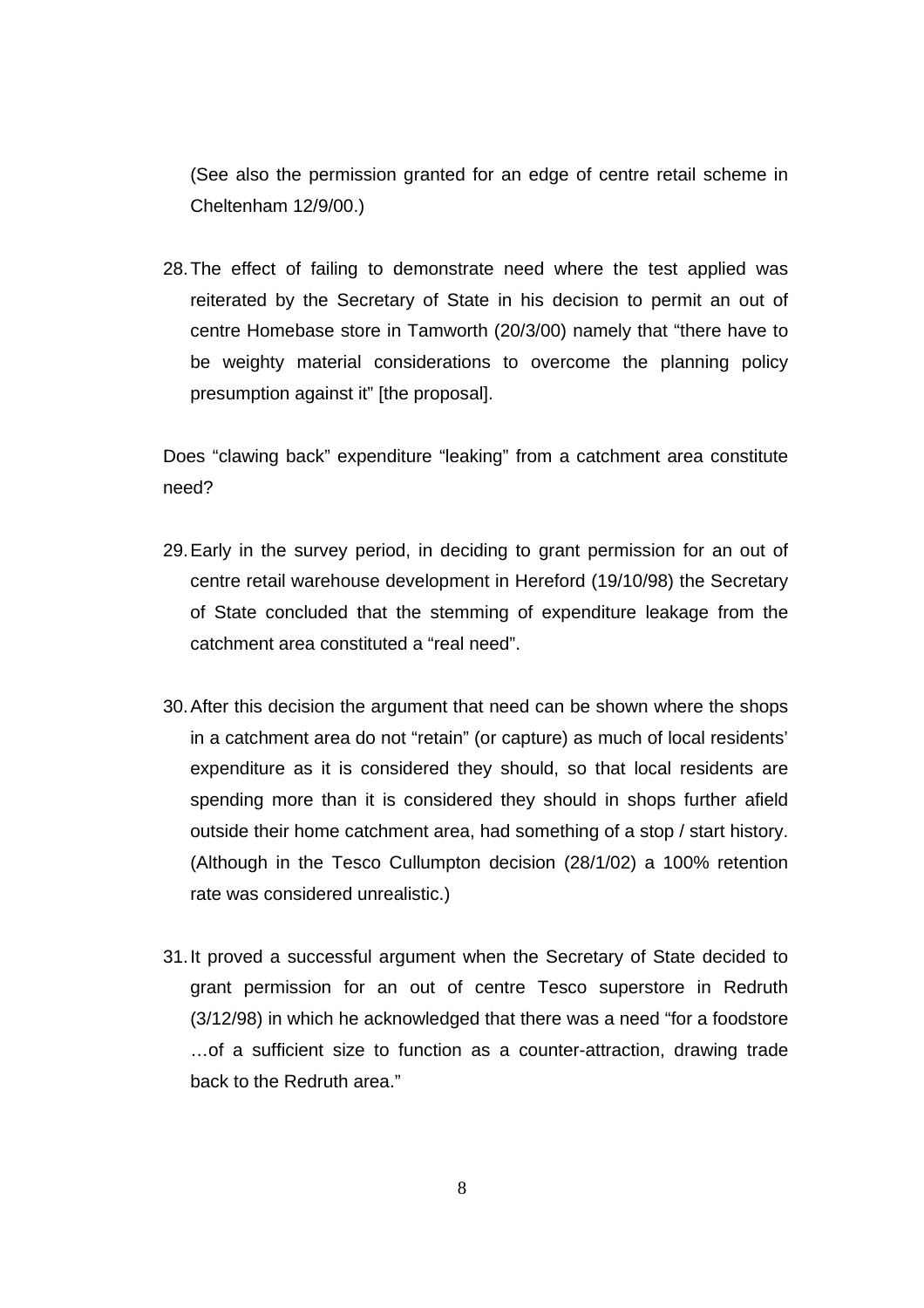(See also the permission granted for an edge of centre retail scheme in Cheltenham 12/9/00.)

28. The effect of failing to demonstrate need where the test applied was reiterated by the Secretary of State in his decision to permit an out of centre Homebase store in Tamworth (20/3/00) namely that "there have to be weighty material considerations to overcome the planning policy presumption against it" [the proposal].

Does "clawing back" expenditure "leaking" from a catchment area constitute need?

29. Early in the survey period, in deciding to grant permission for an out of centre retail warehouse development in Hereford (19/10/98) the Secretary of State concluded that the stemming of expenditure leakage from the catchment area constituted a "real need".

30. After this decision the argument that need can be shown where the shops in a catchment area do not "retain" (or capture) as much of local residents' expenditure as it is considered they should, so that local residents are spending more than it is considered they should in shops further afield outside their home catchment area, had something of a stop / start history. (Although in the Tesco Cullumpton decision (28/1/02) a 100% retention rate was considered unrealistic.)

31. It proved a successful argument when the Secretary of State decided to grant permission for an out of centre Tesco superstore in Redruth (3/12/98) in which he acknowledged that there was a need "for a foodstore …of a sufficient size to function as a counter-attraction, drawing trade back to the Redruth area."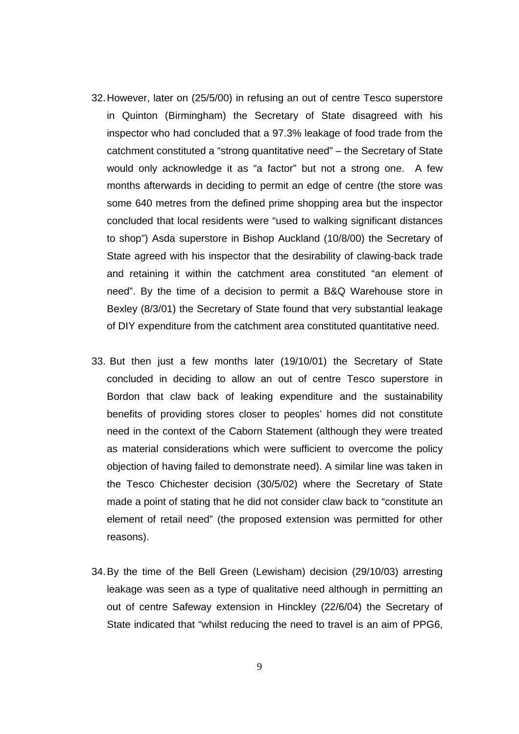32. However, later on (25/5/00) in refusing an out of centre Tesco superstore in Quinton (Birmingham) the Secretary of State disagreed with his inspector who had concluded that a 97.3% leakage of food trade from the catchment constituted a "strong quantitative need" – the Secretary of State would only acknowledge it as "a factor" but not a strong one. A few months afterwards in deciding to permit an edge of centre (the store was some 640 metres from the defined prime shopping area but the inspector concluded that local residents were "used to walking significant distances to shop") Asda superstore in Bishop Auckland (10/8/00) the Secretary of State agreed with his inspector that the desirability of clawing-back trade and retaining it within the catchment area constituted "an element of need". By the time of a decision to permit a B&Q Warehouse store in Bexley (8/3/01) the Secretary of State found that very substantial leakage of DIY expenditure from the catchment area constituted quantitative need.

33. But then just a few months later (19/10/01) the Secretary of State concluded in deciding to allow an out of centre Tesco superstore in Bordon that claw back of leaking expenditure and the sustainability benefits of providing stores closer to peoples' homes did not constitute need in the context of the Caborn Statement (although they were treated as material considerations which were sufficient to overcome the policy objection of having failed to demonstrate need). A similar line was taken in the Tesco Chichester decision (30/5/02) where the Secretary of State made a point of stating that he did not consider claw back to "constitute an element of retail need" (the proposed extension was permitted for other reasons).

34. By the time of the Bell Green (Lewisham) decision (29/10/03) arresting leakage was seen as a type of qualitative need although in permitting an out of centre Safeway extension in Hinckley (22/6/04) the Secretary of State indicated that "whilst reducing the need to travel is an aim of PPG6,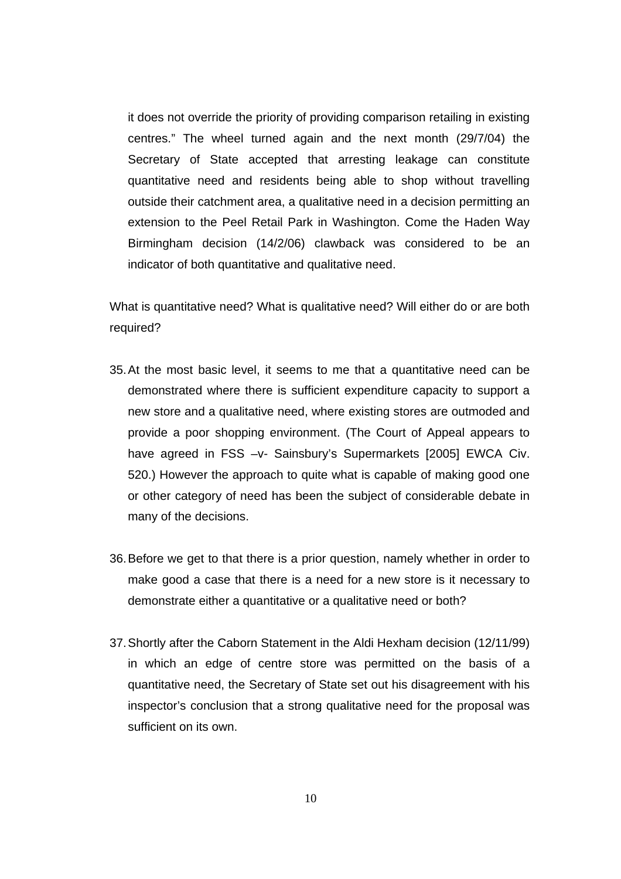it does not override the priority of providing comparison retailing in existing centres." The wheel turned again and the next month (29/7/04) the Secretary of State accepted that arresting leakage can constitute quantitative need and residents being able to shop without travelling outside their catchment area, a qualitative need in a decision permitting an extension to the Peel Retail Park in Washington. Come the Haden Way Birmingham decision (14/2/06) clawback was considered to be an indicator of both quantitative and qualitative need.

What is quantitative need? What is qualitative need? Will either do or are both required?

35. At the most basic level, it seems to me that a quantitative need can be demonstrated where there is sufficient expenditure capacity to support a new store and a qualitative need, where existing stores are outmoded and provide a poor shopping environment. (The Court of Appeal appears to have agreed in FSS –v- Sainsbury's Supermarkets [2005] EWCA Civ. 520.) However the approach to quite what is capable of making good one or other category of need has been the subject of considerable debate in many of the decisions.

36. Before we get to that there is a prior question, namely whether in order to make good a case that there is a need for a new store is it necessary to demonstrate either a quantitative or a qualitative need or both?

37. Shortly after the Caborn Statement in the Aldi Hexham decision (12/11/99) in which an edge of centre store was permitted on the basis of a quantitative need, the Secretary of State set out his disagreement with his inspector's conclusion that a strong qualitative need for the proposal was sufficient on its own.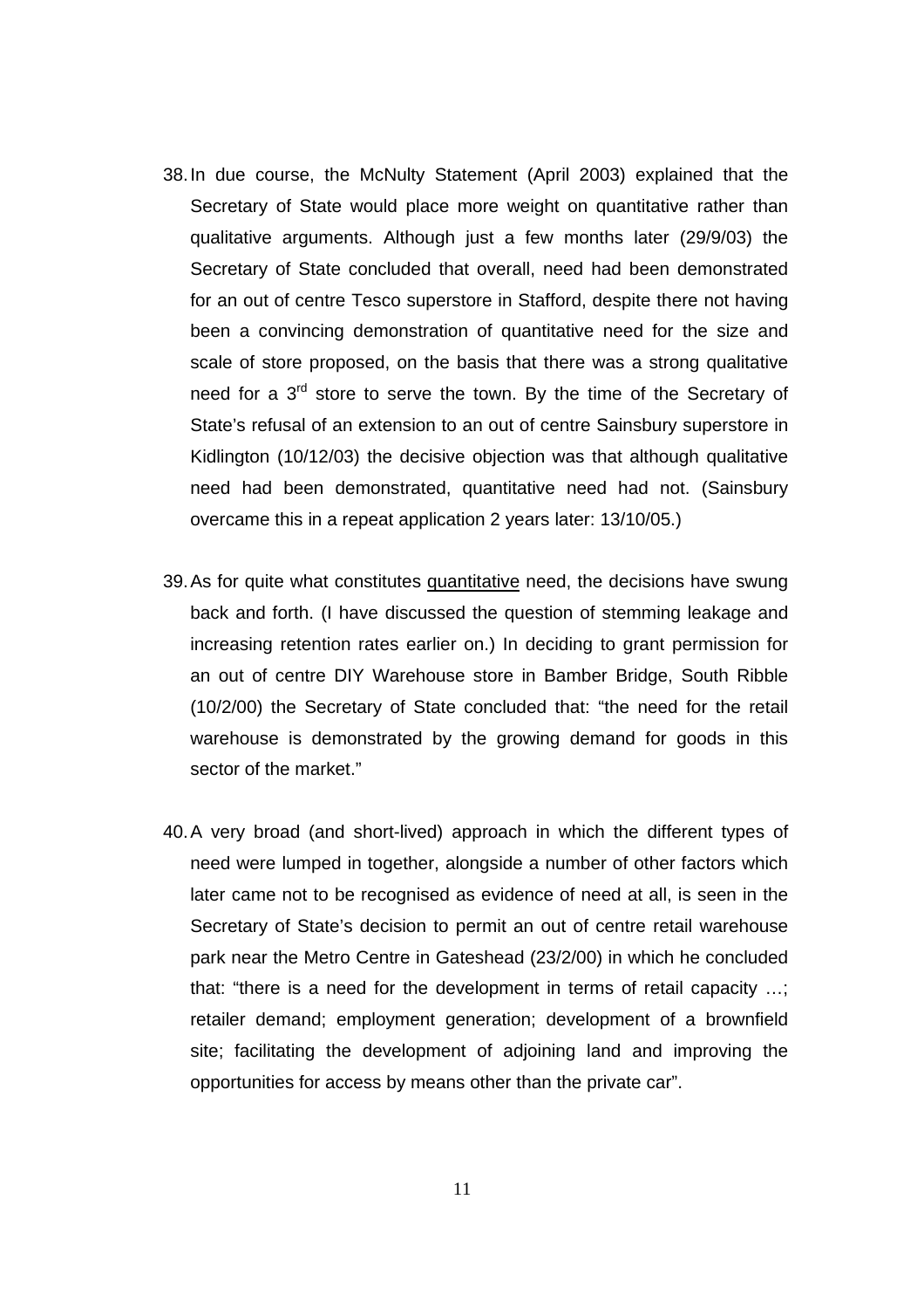38. In due course, the McNulty Statement (April 2003) explained that the Secretary of State would place more weight on quantitative rather than qualitative arguments. Although just a few months later (29/9/03) the Secretary of State concluded that overall, need had been demonstrated for an out of centre Tesco superstore in Stafford, despite there not having been a convincing demonstration of quantitative need for the size and scale of store proposed, on the basis that there was a strong qualitative need for a 3rd store to serve the town. By the time of the Secretary of State's refusal of an extension to an out of centre Sainsbury superstore in Kidlington (10/12/03) the decisive objection was that although qualitative need had been demonstrated, quantitative need had not. (Sainsbury overcame this in a repeat application 2 years later: 13/10/05.)

39. As for quite what constitutes <u>quantitative</u> need, the decisions have swung back and forth. (I have discussed the question of stemming leakage and increasing retention rates earlier on.) In deciding to grant permission for an out of centre DIY Warehouse store in Bamber Bridge, South Ribble (10/2/00) the Secretary of State concluded that: "the need for the retail warehouse is demonstrated by the growing demand for goods in this sector of the market."

40. A very broad (and short-lived) approach in which the different types of need were lumped in together, alongside a number of other factors which later came not to be recognised as evidence of need at all, is seen in the Secretary of State's decision to permit an out of centre retail warehouse park near the Metro Centre in Gateshead (23/2/00) in which he concluded that: "there is a need for the development in terms of retail capacity …; retailer demand; employment generation; development of a brownfield site; facilitating the development of adjoining land and improving the opportunities for access by means other than the private car".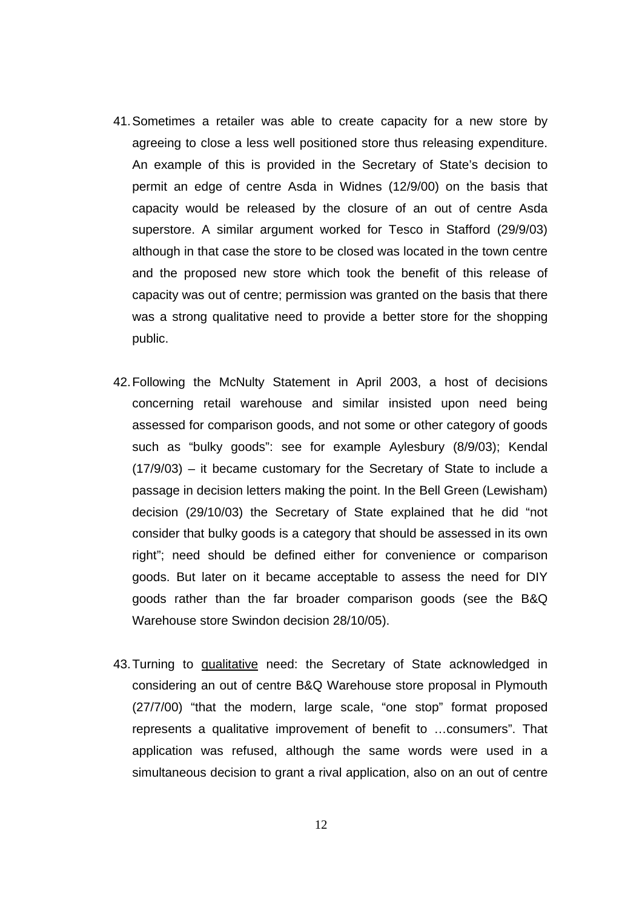41. Sometimes a retailer was able to create capacity for a new store by agreeing to close a less well positioned store thus releasing expenditure. An example of this is provided in the Secretary of State's decision to permit an edge of centre Asda in Widnes (12/9/00) on the basis that capacity would be released by the closure of an out of centre Asda superstore. A similar argument worked for Tesco in Stafford (29/9/03) although in that case the store to be closed was located in the town centre and the proposed new store which took the benefit of this release of capacity was out of centre; permission was granted on the basis that there was a strong qualitative need to provide a better store for the shopping public.

42. Following the McNulty Statement in April 2003, a host of decisions concerning retail warehouse and similar insisted upon need being assessed for comparison goods, and not some or other category of goods such as "bulky goods": see for example Aylesbury (8/9/03); Kendal (17/9/03) – it became customary for the Secretary of State to include a passage in decision letters making the point. In the Bell Green (Lewisham) decision (29/10/03) the Secretary of State explained that he did "not consider that bulky goods is a category that should be assessed in its own right"; need should be defined either for convenience or comparison goods. But later on it became acceptable to assess the need for DIY goods rather than the far broader comparison goods (see the B&Q Warehouse store Swindon decision 28/10/05).

43. Turning to <u>qualitative</u> need: the Secretary of State acknowledged in considering an out of centre B&Q Warehouse store proposal in Plymouth (27/7/00) "that the modern, large scale, "one stop" format proposed represents a qualitative improvement of benefit to …consumers". That application was refused, although the same words were used in a simultaneous decision to grant a rival application, also on an out of centre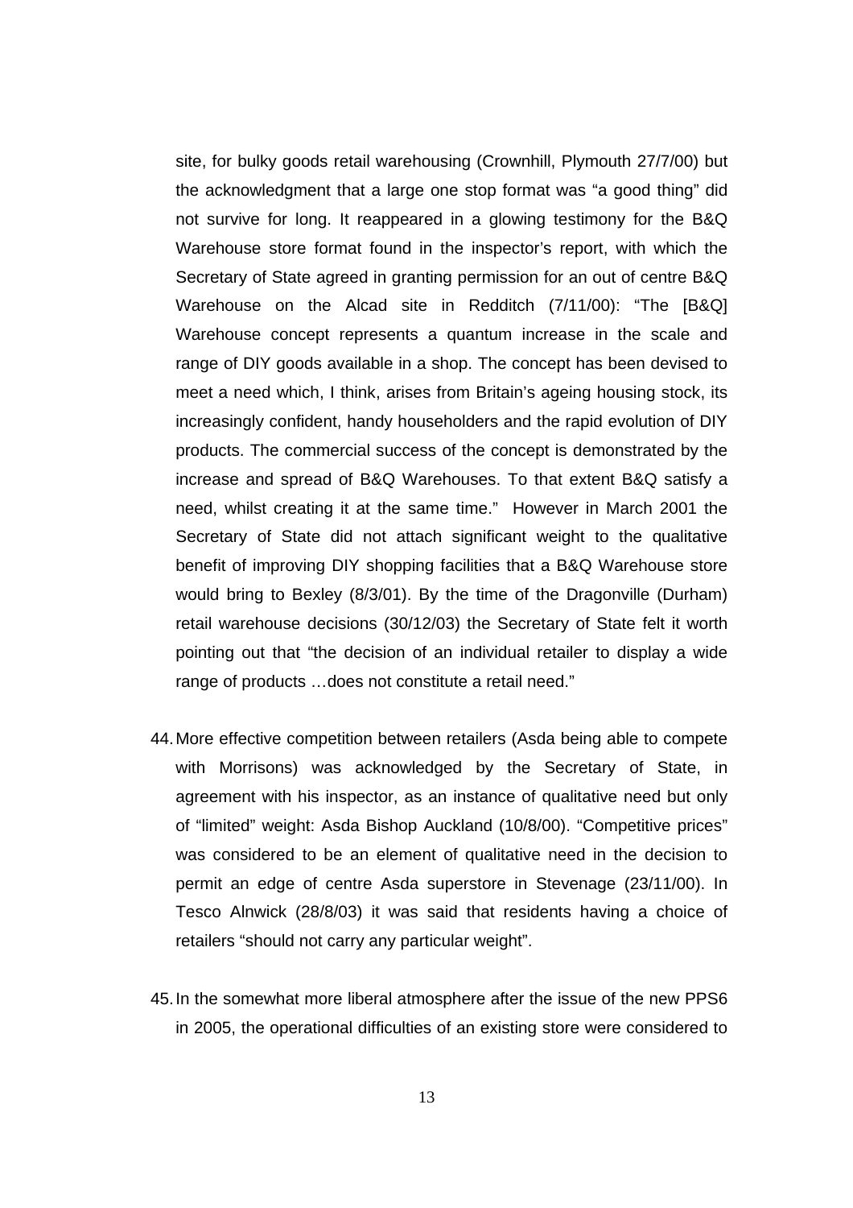site, for bulky goods retail warehousing (Crownhill, Plymouth 27/7/00) but the acknowledgment that a large one stop format was “a good thing” did not survive for long. It reappeared in a glowing testimony for the B&Q Warehouse store format found in the inspector’s report, with which the Secretary of State agreed in granting permission for an out of centre B&Q Warehouse on the Alcad site in Redditch (7/11/00): “The [B&Q] Warehouse concept represents a quantum increase in the scale and range of DIY goods available in a shop. The concept has been devised to meet a need which, I think, arises from Britain’s ageing housing stock, its increasingly confident, handy householders and the rapid evolution of DIY products. The commercial success of the concept is demonstrated by the increase and spread of B&Q Warehouses. To that extent B&Q satisfy a need, whilst creating it at the same time.” However in March 2001 the Secretary of State did not attach significant weight to the qualitative benefit of improving DIY shopping facilities that a B&Q Warehouse store would bring to Bexley (8/3/01). By the time of the Dragonville (Durham) retail warehouse decisions (30/12/03) the Secretary of State felt it worth pointing out that “the decision of an individual retailer to display a wide range of products …does not constitute a retail need.”

44. More effective competition between retailers (Asda being able to compete with Morrisons) was acknowledged by the Secretary of State, in agreement with his inspector, as an instance of qualitative need but only of “limited” weight: Asda Bishop Auckland (10/8/00). “Competitive prices” was considered to be an element of qualitative need in the decision to permit an edge of centre Asda superstore in Stevenage (23/11/00). In Tesco Alnwick (28/8/03) it was said that residents having a choice of retailers “should not carry any particular weight”.

45. In the somewhat more liberal atmosphere after the issue of the new PPS6 in 2005, the operational difficulties of an existing store were considered to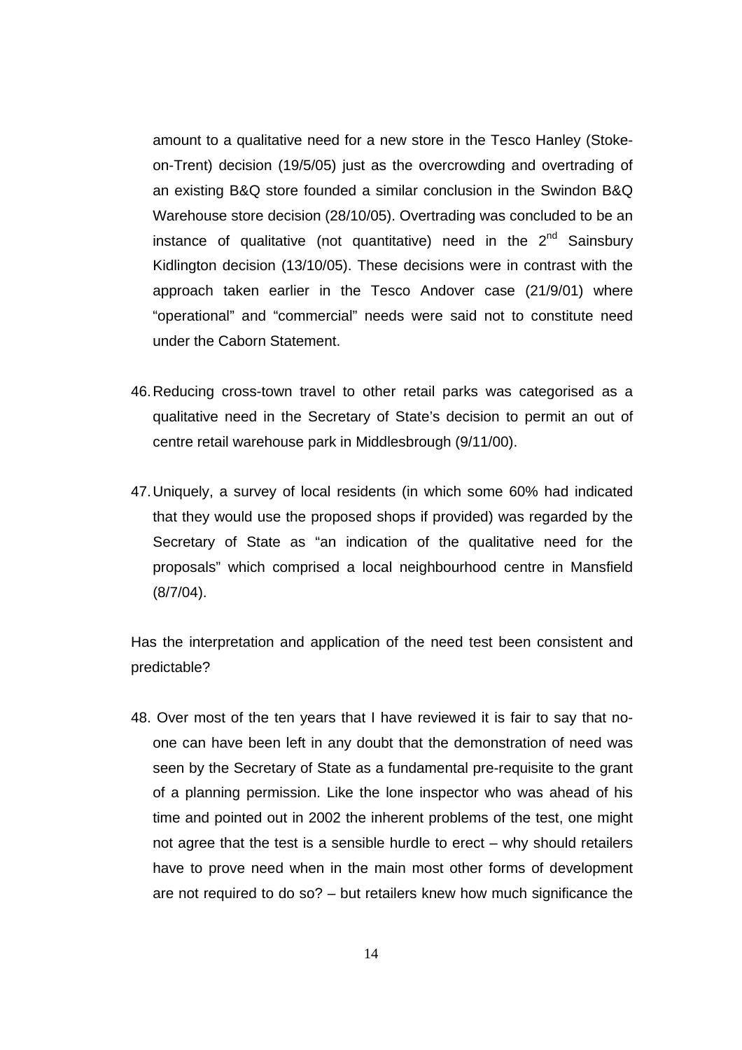amount to a qualitative need for a new store in the Tesco Hanley (Stoke-on-Trent) decision (19/5/05) just as the overcrowding and overtrading of an existing B&Q store founded a similar conclusion in the Swindon B&Q Warehouse store decision (28/10/05). Overtrading was concluded to be an instance of qualitative (not quantitative) need in the 2nd Sainsbury Kidlington decision (13/10/05). These decisions were in contrast with the approach taken earlier in the Tesco Andover case (21/9/01) where "operational" and "commercial" needs were said not to constitute need under the Caborn Statement.

46. Reducing cross-town travel to other retail parks was categorised as a qualitative need in the Secretary of State's decision to permit an out of centre retail warehouse park in Middlesbrough (9/11/00).

47. Uniquely, a survey of local residents (in which some 60% had indicated that they would use the proposed shops if provided) was regarded by the Secretary of State as "an indication of the qualitative need for the proposals" which comprised a local neighbourhood centre in Mansfield (8/7/04).

Has the interpretation and application of the need test been consistent and predictable?

48. Over most of the ten years that I have reviewed it is fair to say that no-one can have been left in any doubt that the demonstration of need was seen by the Secretary of State as a fundamental pre-requisite to the grant of a planning permission. Like the lone inspector who was ahead of his time and pointed out in 2002 the inherent problems of the test, one might not agree that the test is a sensible hurdle to erect – why should retailers have to prove need when in the main most other forms of development are not required to do so? – but retailers knew how much significance the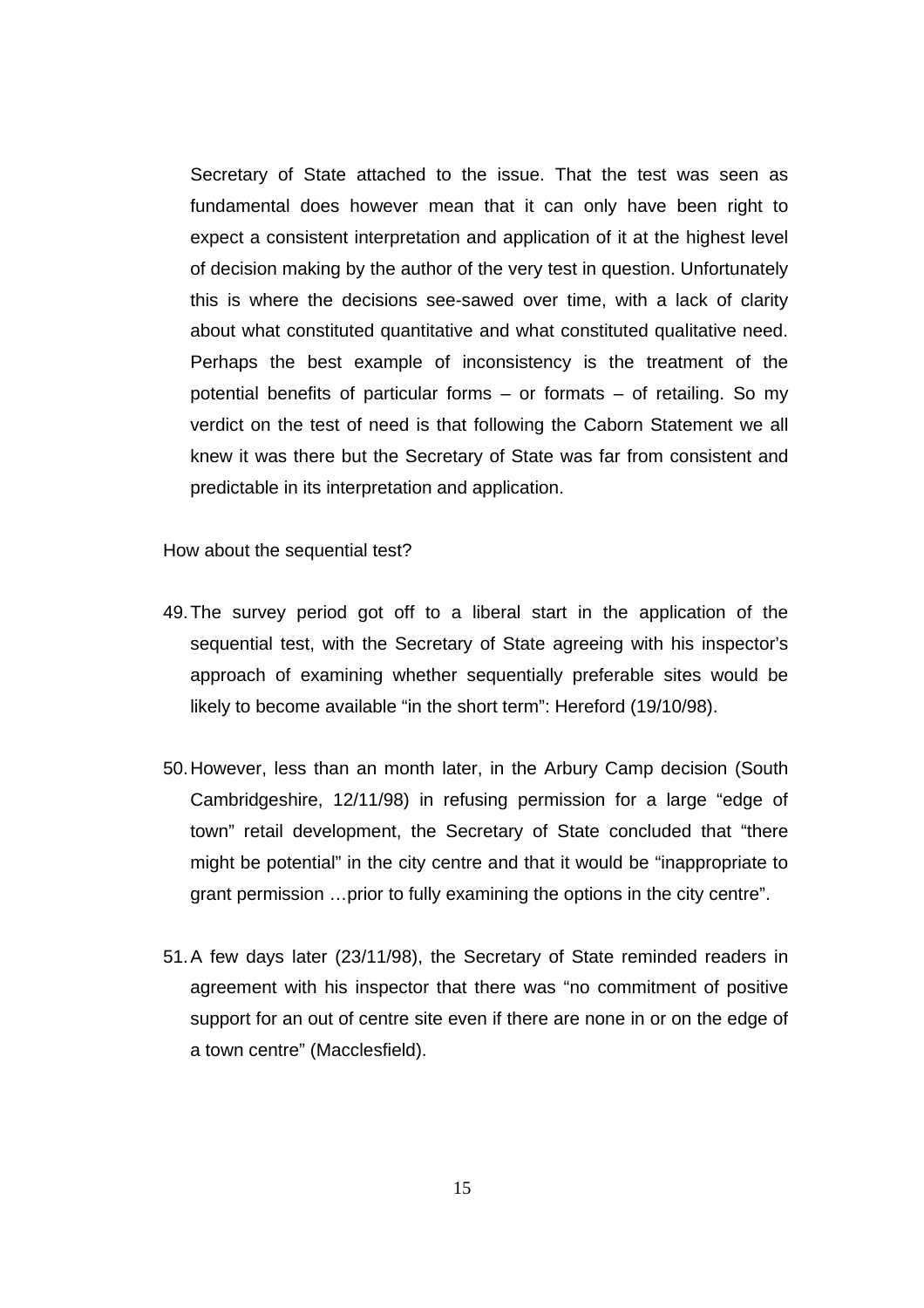Secretary of State attached to the issue. That the test was seen as fundamental does however mean that it can only have been right to expect a consistent interpretation and application of it at the highest level of decision making by the author of the very test in question. Unfortunately this is where the decisions see-sawed over time, with a lack of clarity about what constituted quantitative and what constituted qualitative need. Perhaps the best example of inconsistency is the treatment of the potential benefits of particular forms – or formats – of retailing. So my verdict on the test of need is that following the Caborn Statement we all knew it was there but the Secretary of State was far from consistent and predictable in its interpretation and application.

How about the sequential test?

49. The survey period got off to a liberal start in the application of the sequential test, with the Secretary of State agreeing with his inspector's approach of examining whether sequentially preferable sites would be likely to become available "in the short term": Hereford (19/10/98).

50. However, less than an month later, in the Arbury Camp decision (South Cambridgeshire, 12/11/98) in refusing permission for a large "edge of town" retail development, the Secretary of State concluded that "there might be potential" in the city centre and that it would be "inappropriate to grant permission …prior to fully examining the options in the city centre".

51. A few days later (23/11/98), the Secretary of State reminded readers in agreement with his inspector that there was "no commitment of positive support for an out of centre site even if there are none in or on the edge of a town centre" (Macclesfield).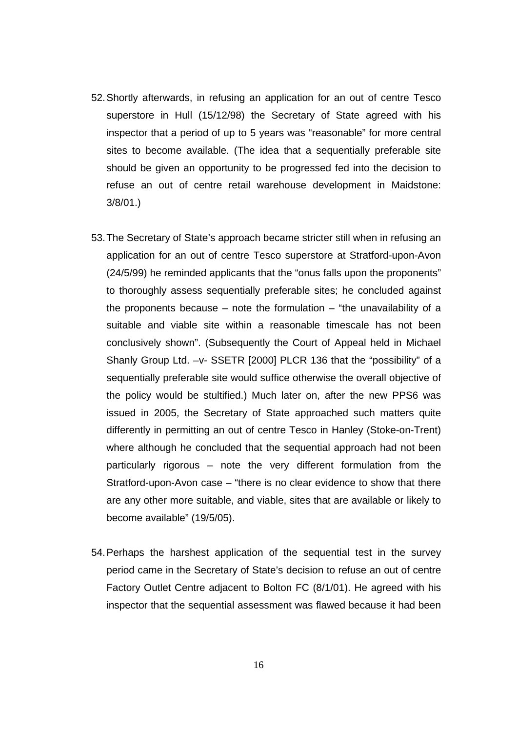52. Shortly afterwards, in refusing an application for an out of centre Tesco superstore in Hull (15/12/98) the Secretary of State agreed with his inspector that a period of up to 5 years was "reasonable" for more central sites to become available. (The idea that a sequentially preferable site should be given an opportunity to be progressed fed into the decision to refuse an out of centre retail warehouse development in Maidstone: 3/8/01.)

53. The Secretary of State's approach became stricter still when in refusing an application for an out of centre Tesco superstore at Stratford-upon-Avon (24/5/99) he reminded applicants that the "onus falls upon the proponents" to thoroughly assess sequentially preferable sites; he concluded against the proponents because – note the formulation – "the unavailability of a suitable and viable site within a reasonable timescale has not been conclusively shown". (Subsequently the Court of Appeal held in Michael Shanly Group Ltd. –v- SSETR [2000] PLCR 136 that the "possibility" of a sequentially preferable site would suffice otherwise the overall objective of the policy would be stultified.) Much later on, after the new PPS6 was issued in 2005, the Secretary of State approached such matters quite differently in permitting an out of centre Tesco in Hanley (Stoke-on-Trent) where although he concluded that the sequential approach had not been particularly rigorous – note the very different formulation from the Stratford-upon-Avon case – "there is no clear evidence to show that there are any other more suitable, and viable, sites that are available or likely to become available" (19/5/05).

54. Perhaps the harshest application of the sequential test in the survey period came in the Secretary of State's decision to refuse an out of centre Factory Outlet Centre adjacent to Bolton FC (8/1/01). He agreed with his inspector that the sequential assessment was flawed because it had been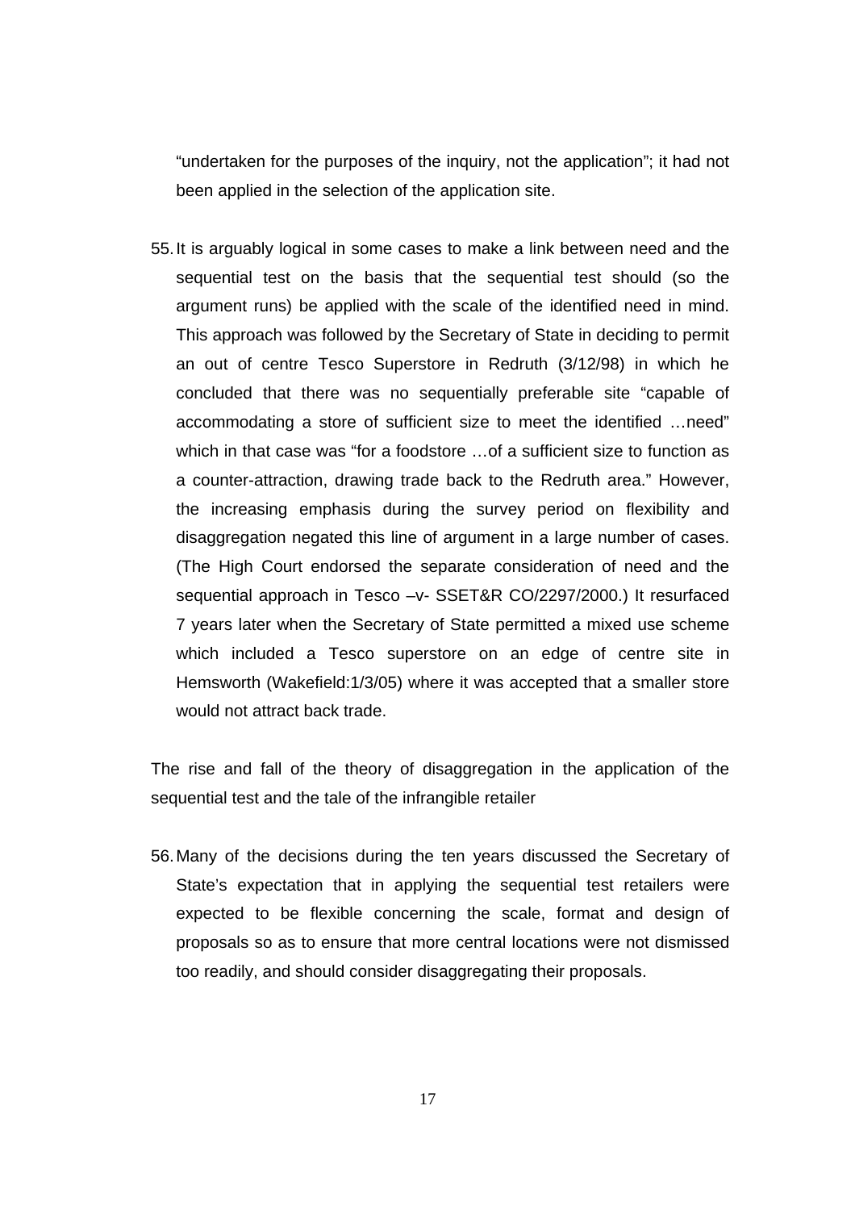"undertaken for the purposes of the inquiry, not the application"; it had not been applied in the selection of the application site.

55. It is arguably logical in some cases to make a link between need and the sequential test on the basis that the sequential test should (so the argument runs) be applied with the scale of the identified need in mind. This approach was followed by the Secretary of State in deciding to permit an out of centre Tesco Superstore in Redruth (3/12/98) in which he concluded that there was no sequentially preferable site "capable of accommodating a store of sufficient size to meet the identified …need" which in that case was "for a foodstore …of a sufficient size to function as a counter-attraction, drawing trade back to the Redruth area." However, the increasing emphasis during the survey period on flexibility and disaggregation negated this line of argument in a large number of cases. (The High Court endorsed the separate consideration of need and the sequential approach in Tesco –v- SSET&R CO/2297/2000.) It resurfaced 7 years later when the Secretary of State permitted a mixed use scheme which included a Tesco superstore on an edge of centre site in Hemsworth (Wakefield:1/3/05) where it was accepted that a smaller store would not attract back trade.

The rise and fall of the theory of disaggregation in the application of the sequential test and the tale of the infrangible retailer

56. Many of the decisions during the ten years discussed the Secretary of State's expectation that in applying the sequential test retailers were expected to be flexible concerning the scale, format and design of proposals so as to ensure that more central locations were not dismissed too readily, and should consider disaggregating their proposals.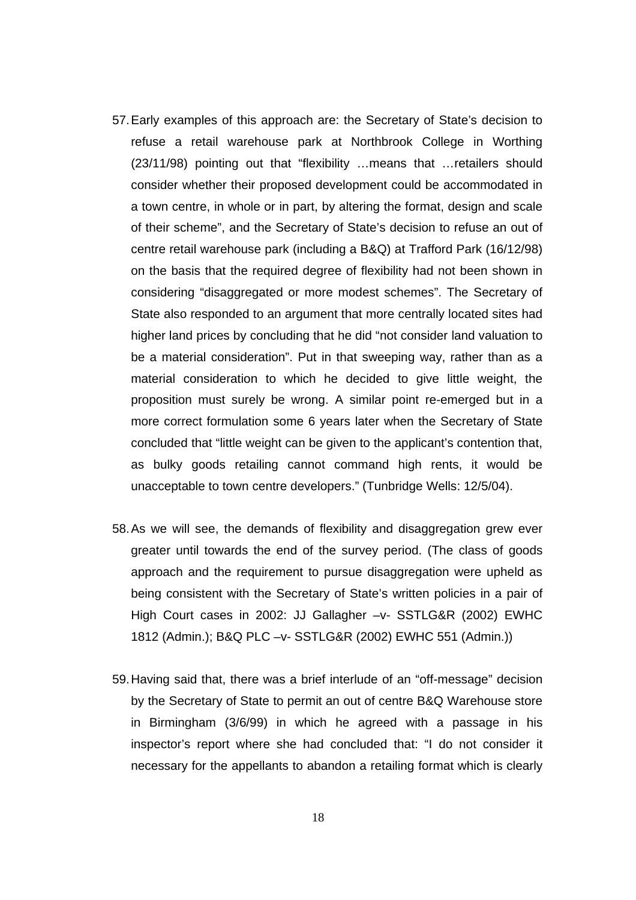57. Early examples of this approach are: the Secretary of State's decision to refuse a retail warehouse park at Northbrook College in Worthing (23/11/98) pointing out that "flexibility …means that …retailers should consider whether their proposed development could be accommodated in a town centre, in whole or in part, by altering the format, design and scale of their scheme", and the Secretary of State's decision to refuse an out of centre retail warehouse park (including a B&Q) at Trafford Park (16/12/98) on the basis that the required degree of flexibility had not been shown in considering "disaggregated or more modest schemes". The Secretary of State also responded to an argument that more centrally located sites had higher land prices by concluding that he did "not consider land valuation to be a material consideration". Put in that sweeping way, rather than as a material consideration to which he decided to give little weight, the proposition must surely be wrong. A similar point re-emerged but in a more correct formulation some 6 years later when the Secretary of State concluded that "little weight can be given to the applicant's contention that, as bulky goods retailing cannot command high rents, it would be unacceptable to town centre developers." (Tunbridge Wells: 12/5/04).

58. As we will see, the demands of flexibility and disaggregation grew ever greater until towards the end of the survey period. (The class of goods approach and the requirement to pursue disaggregation were upheld as being consistent with the Secretary of State's written policies in a pair of High Court cases in 2002: JJ Gallagher –v- SSTLG&R (2002) EWHC 1812 (Admin.); B&Q PLC –v- SSTLG&R (2002) EWHC 551 (Admin.))

59. Having said that, there was a brief interlude of an "off-message" decision by the Secretary of State to permit an out of centre B&Q Warehouse store in Birmingham (3/6/99) in which he agreed with a passage in his inspector's report where she had concluded that: "I do not consider it necessary for the appellants to abandon a retailing format which is clearly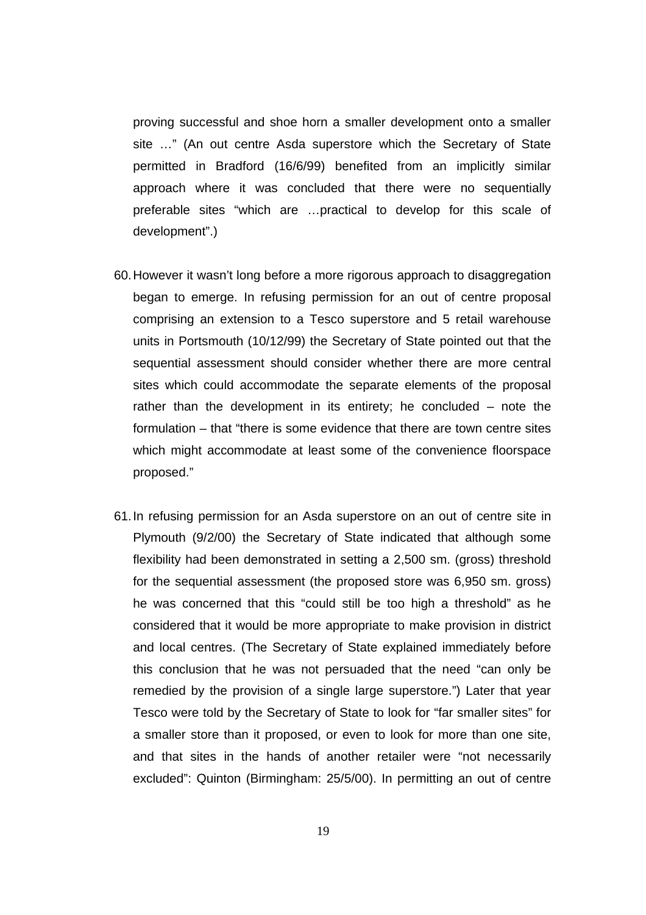proving successful and shoe horn a smaller development onto a smaller site …" (An out centre Asda superstore which the Secretary of State permitted in Bradford (16/6/99) benefited from an implicitly similar approach where it was concluded that there were no sequentially preferable sites "which are …practical to develop for this scale of development".)

60. However it wasn't long before a more rigorous approach to disaggregation began to emerge. In refusing permission for an out of centre proposal comprising an extension to a Tesco superstore and 5 retail warehouse units in Portsmouth (10/12/99) the Secretary of State pointed out that the sequential assessment should consider whether there are more central sites which could accommodate the separate elements of the proposal rather than the development in its entirety; he concluded – note the formulation – that "there is some evidence that there are town centre sites which might accommodate at least some of the convenience floorspace proposed."

61. In refusing permission for an Asda superstore on an out of centre site in Plymouth (9/2/00) the Secretary of State indicated that although some flexibility had been demonstrated in setting a 2,500 sm. (gross) threshold for the sequential assessment (the proposed store was 6,950 sm. gross) he was concerned that this "could still be too high a threshold" as he considered that it would be more appropriate to make provision in district and local centres. (The Secretary of State explained immediately before this conclusion that he was not persuaded that the need "can only be remedied by the provision of a single large superstore.") Later that year Tesco were told by the Secretary of State to look for "far smaller sites" for a smaller store than it proposed, or even to look for more than one site, and that sites in the hands of another retailer were "not necessarily excluded": Quinton (Birmingham: 25/5/00). In permitting an out of centre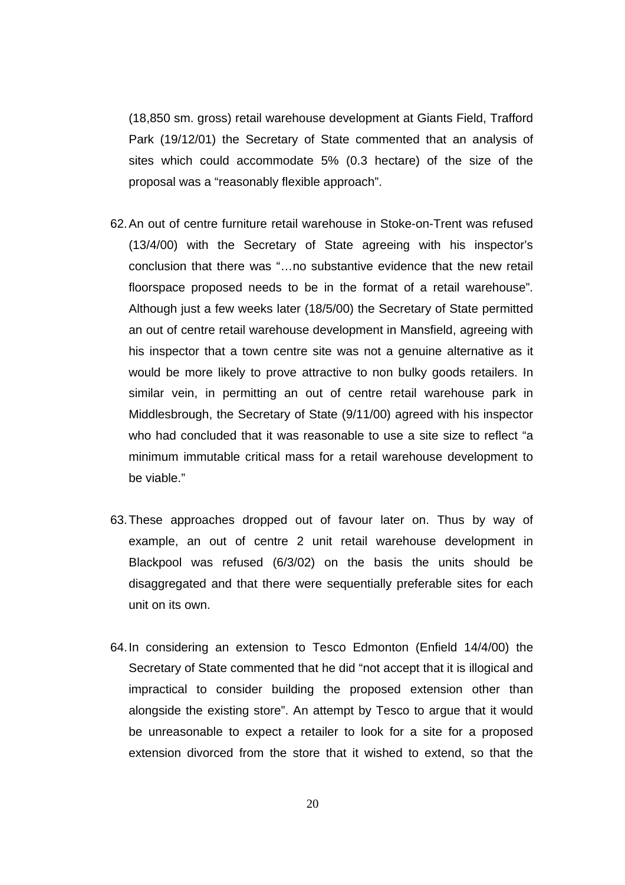(18,850 sm. gross) retail warehouse development at Giants Field, Trafford Park (19/12/01) the Secretary of State commented that an analysis of sites which could accommodate 5% (0.3 hectare) of the size of the proposal was a "reasonably flexible approach".

62. An out of centre furniture retail warehouse in Stoke-on-Trent was refused (13/4/00) with the Secretary of State agreeing with his inspector's conclusion that there was "…no substantive evidence that the new retail floorspace proposed needs to be in the format of a retail warehouse". Although just a few weeks later (18/5/00) the Secretary of State permitted an out of centre retail warehouse development in Mansfield, agreeing with his inspector that a town centre site was not a genuine alternative as it would be more likely to prove attractive to non bulky goods retailers. In similar vein, in permitting an out of centre retail warehouse park in Middlesbrough, the Secretary of State (9/11/00) agreed with his inspector who had concluded that it was reasonable to use a site size to reflect "a minimum immutable critical mass for a retail warehouse development to be viable."

63. These approaches dropped out of favour later on. Thus by way of example, an out of centre 2 unit retail warehouse development in Blackpool was refused (6/3/02) on the basis the units should be disaggregated and that there were sequentially preferable sites for each unit on its own.

64. In considering an extension to Tesco Edmonton (Enfield 14/4/00) the Secretary of State commented that he did "not accept that it is illogical and impractical to consider building the proposed extension other than alongside the existing store". An attempt by Tesco to argue that it would be unreasonable to expect a retailer to look for a site for a proposed extension divorced from the store that it wished to extend, so that the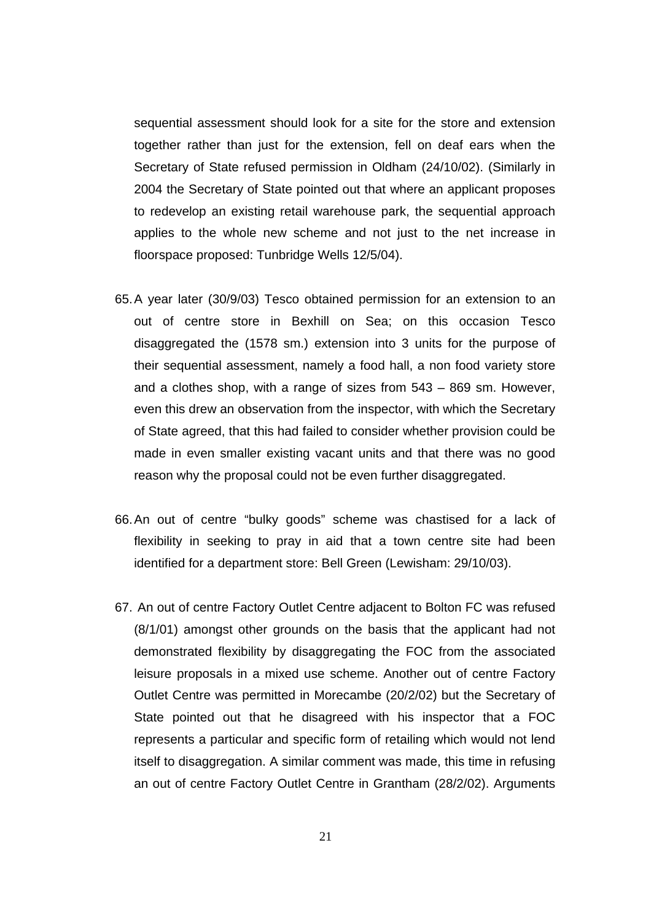sequential assessment should look for a site for the store and extension together rather than just for the extension, fell on deaf ears when the Secretary of State refused permission in Oldham (24/10/02). (Similarly in 2004 the Secretary of State pointed out that where an applicant proposes to redevelop an existing retail warehouse park, the sequential approach applies to the whole new scheme and not just to the net increase in floorspace proposed: Tunbridge Wells 12/5/04).

65. A year later (30/9/03) Tesco obtained permission for an extension to an out of centre store in Bexhill on Sea; on this occasion Tesco disaggregated the (1578 sm.) extension into 3 units for the purpose of their sequential assessment, namely a food hall, a non food variety store and a clothes shop, with a range of sizes from 543 – 869 sm. However, even this drew an observation from the inspector, with which the Secretary of State agreed, that this had failed to consider whether provision could be made in even smaller existing vacant units and that there was no good reason why the proposal could not be even further disaggregated.

66. An out of centre "bulky goods" scheme was chastised for a lack of flexibility in seeking to pray in aid that a town centre site had been identified for a department store: Bell Green (Lewisham: 29/10/03).

67. An out of centre Factory Outlet Centre adjacent to Bolton FC was refused (8/1/01) amongst other grounds on the basis that the applicant had not demonstrated flexibility by disaggregating the FOC from the associated leisure proposals in a mixed use scheme. Another out of centre Factory Outlet Centre was permitted in Morecambe (20/2/02) but the Secretary of State pointed out that he disagreed with his inspector that a FOC represents a particular and specific form of retailing which would not lend itself to disaggregation. A similar comment was made, this time in refusing an out of centre Factory Outlet Centre in Grantham (28/2/02). Arguments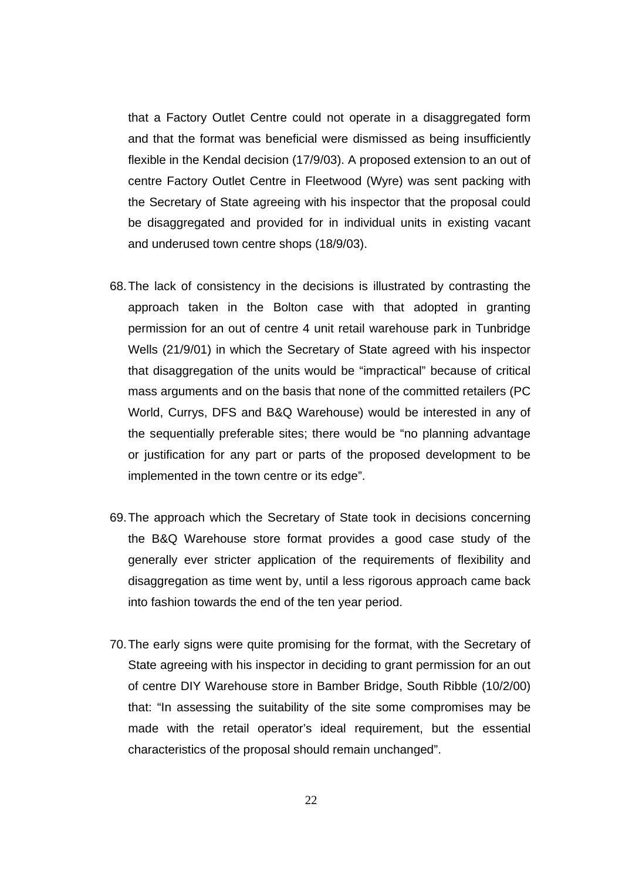that a Factory Outlet Centre could not operate in a disaggregated form and that the format was beneficial were dismissed as being insufficiently flexible in the Kendal decision (17/9/03). A proposed extension to an out of centre Factory Outlet Centre in Fleetwood (Wyre) was sent packing with the Secretary of State agreeing with his inspector that the proposal could be disaggregated and provided for in individual units in existing vacant and underused town centre shops (18/9/03).

68. The lack of consistency in the decisions is illustrated by contrasting the approach taken in the Bolton case with that adopted in granting permission for an out of centre 4 unit retail warehouse park in Tunbridge Wells (21/9/01) in which the Secretary of State agreed with his inspector that disaggregation of the units would be "impractical" because of critical mass arguments and on the basis that none of the committed retailers (PC World, Currys, DFS and B&Q Warehouse) would be interested in any of the sequentially preferable sites; there would be "no planning advantage or justification for any part or parts of the proposed development to be implemented in the town centre or its edge".

69. The approach which the Secretary of State took in decisions concerning the B&Q Warehouse store format provides a good case study of the generally ever stricter application of the requirements of flexibility and disaggregation as time went by, until a less rigorous approach came back into fashion towards the end of the ten year period.

70. The early signs were quite promising for the format, with the Secretary of State agreeing with his inspector in deciding to grant permission for an out of centre DIY Warehouse store in Bamber Bridge, South Ribble (10/2/00) that: "In assessing the suitability of the site some compromises may be made with the retail operator's ideal requirement, but the essential characteristics of the proposal should remain unchanged".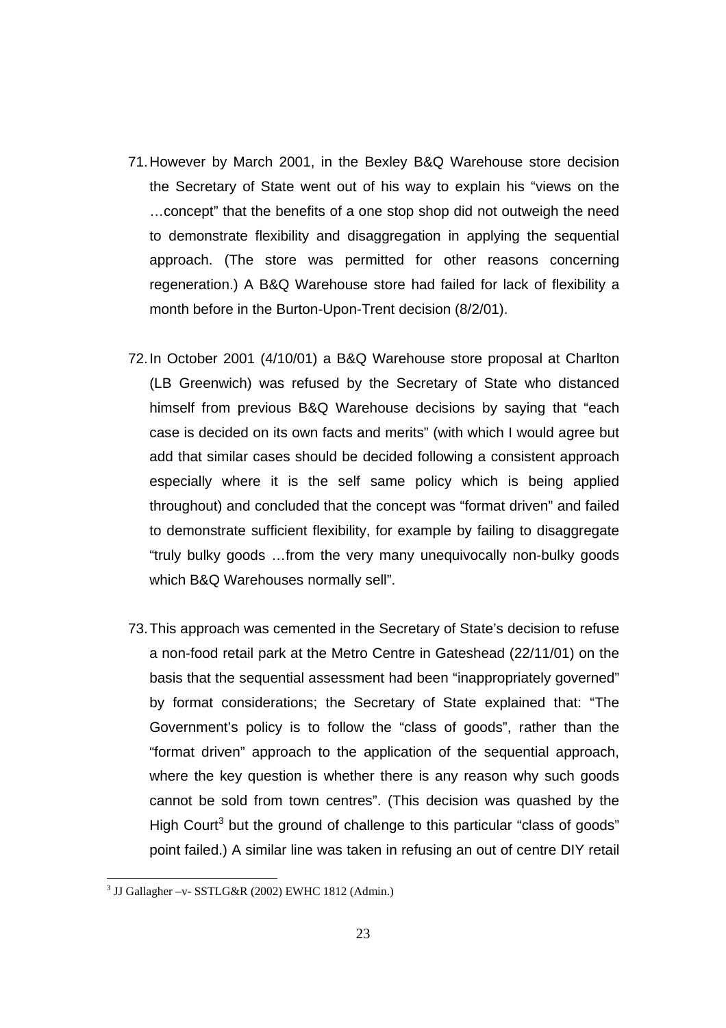71. However by March 2001, in the Bexley B&Q Warehouse store decision the Secretary of State went out of his way to explain his "views on the …concept" that the benefits of a one stop shop did not outweigh the need to demonstrate flexibility and disaggregation in applying the sequential approach. (The store was permitted for other reasons concerning regeneration.) A B&Q Warehouse store had failed for lack of flexibility a month before in the Burton-Upon-Trent decision (8/2/01).

72. In October 2001 (4/10/01) a B&Q Warehouse store proposal at Charlton (LB Greenwich) was refused by the Secretary of State who distanced himself from previous B&Q Warehouse decisions by saying that "each case is decided on its own facts and merits" (with which I would agree but add that similar cases should be decided following a consistent approach especially where it is the self same policy which is being applied throughout) and concluded that the concept was "format driven" and failed to demonstrate sufficient flexibility, for example by failing to disaggregate "truly bulky goods …from the very many unequivocally non-bulky goods which B&Q Warehouses normally sell".

73. This approach was cemented in the Secretary of State's decision to refuse a non-food retail park at the Metro Centre in Gateshead (22/11/01) on the basis that the sequential assessment had been "inappropriately governed" by format considerations; the Secretary of State explained that: "The Government's policy is to follow the "class of goods", rather than the "format driven" approach to the application of the sequential approach, where the key question is whether there is any reason why such goods cannot be sold from town centres". (This decision was quashed by the High Court[3] but the ground of challenge to this particular "class of goods" point failed.) A similar line was taken in refusing an out of centre DIY retail

[3] JJ Gallagher –v- SSTLG&R (2002) EWHC 1812 (Admin.)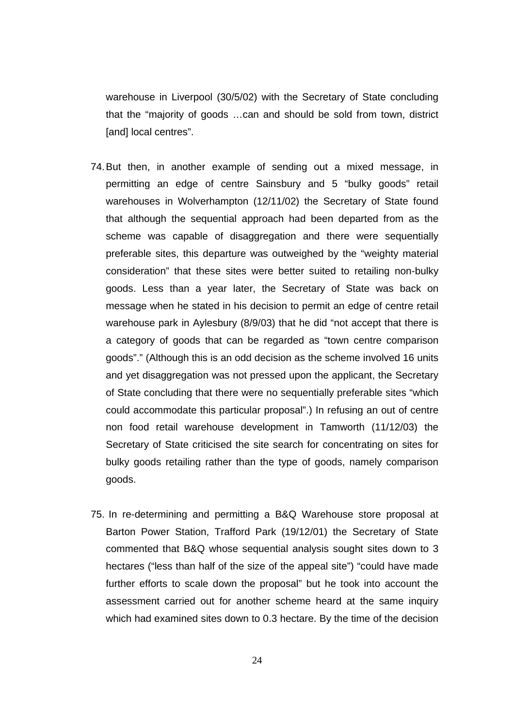warehouse in Liverpool (30/5/02) with the Secretary of State concluding that the "majority of goods …can and should be sold from town, district [and] local centres".

74. But then, in another example of sending out a mixed message, in permitting an edge of centre Sainsbury and 5 "bulky goods" retail warehouses in Wolverhampton (12/11/02) the Secretary of State found that although the sequential approach had been departed from as the scheme was capable of disaggregation and there were sequentially preferable sites, this departure was outweighed by the "weighty material consideration" that these sites were better suited to retailing non-bulky goods. Less than a year later, the Secretary of State was back on message when he stated in his decision to permit an edge of centre retail warehouse park in Aylesbury (8/9/03) that he did "not accept that there is a category of goods that can be regarded as "town centre comparison goods"." (Although this is an odd decision as the scheme involved 16 units and yet disaggregation was not pressed upon the applicant, the Secretary of State concluding that there were no sequentially preferable sites "which could accommodate this particular proposal".) In refusing an out of centre non food retail warehouse development in Tamworth (11/12/03) the Secretary of State criticised the site search for concentrating on sites for bulky goods retailing rather than the type of goods, namely comparison goods.

75. In re-determining and permitting a B&Q Warehouse store proposal at Barton Power Station, Trafford Park (19/12/01) the Secretary of State commented that B&Q whose sequential analysis sought sites down to 3 hectares ("less than half of the size of the appeal site") "could have made further efforts to scale down the proposal" but he took into account the assessment carried out for another scheme heard at the same inquiry which had examined sites down to 0.3 hectare. By the time of the decision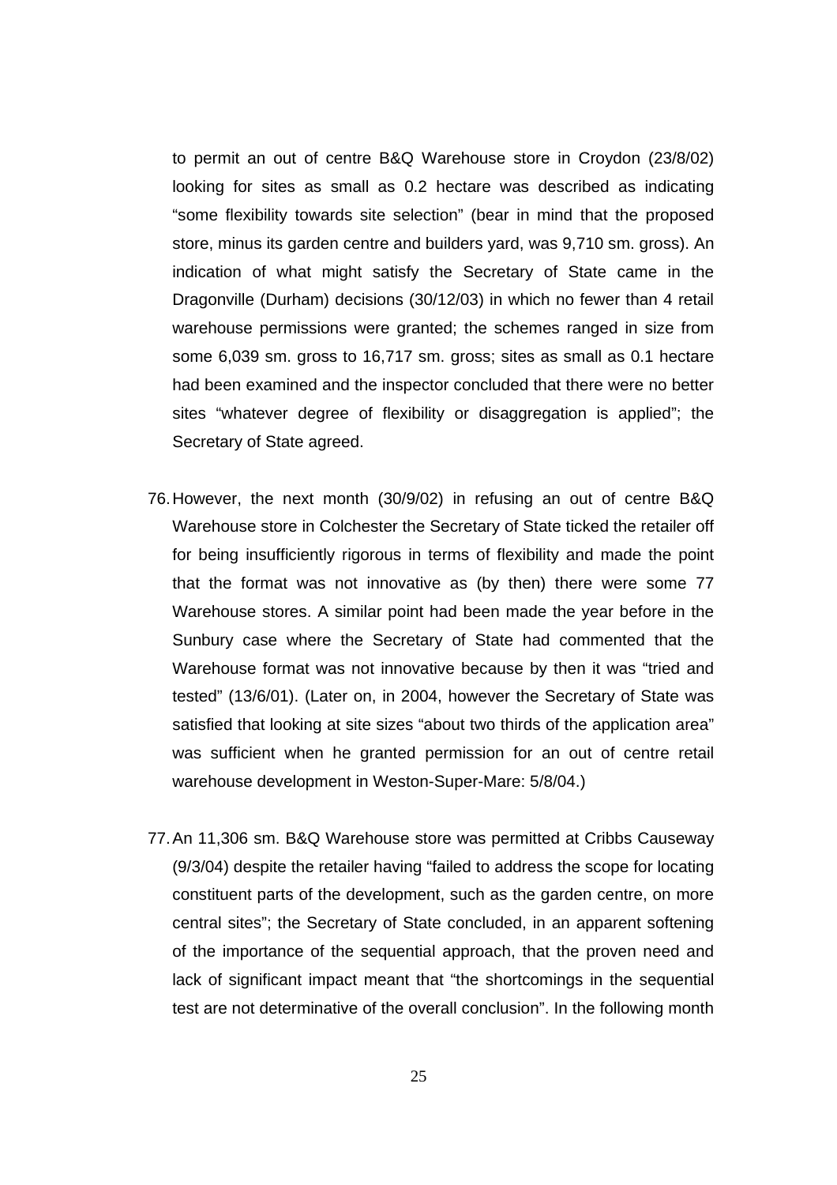to permit an out of centre B&Q Warehouse store in Croydon (23/8/02) looking for sites as small as 0.2 hectare was described as indicating "some flexibility towards site selection" (bear in mind that the proposed store, minus its garden centre and builders yard, was 9,710 sm. gross). An indication of what might satisfy the Secretary of State came in the Dragonville (Durham) decisions (30/12/03) in which no fewer than 4 retail warehouse permissions were granted; the schemes ranged in size from some 6,039 sm. gross to 16,717 sm. gross; sites as small as 0.1 hectare had been examined and the inspector concluded that there were no better sites "whatever degree of flexibility or disaggregation is applied"; the Secretary of State agreed.

76. However, the next month (30/9/02) in refusing an out of centre B&Q Warehouse store in Colchester the Secretary of State ticked the retailer off for being insufficiently rigorous in terms of flexibility and made the point that the format was not innovative as (by then) there were some 77 Warehouse stores. A similar point had been made the year before in the Sunbury case where the Secretary of State had commented that the Warehouse format was not innovative because by then it was "tried and tested" (13/6/01). (Later on, in 2004, however the Secretary of State was satisfied that looking at site sizes "about two thirds of the application area" was sufficient when he granted permission for an out of centre retail warehouse development in Weston-Super-Mare: 5/8/04.)

77. An 11,306 sm. B&Q Warehouse store was permitted at Cribbs Causeway (9/3/04) despite the retailer having "failed to address the scope for locating constituent parts of the development, such as the garden centre, on more central sites"; the Secretary of State concluded, in an apparent softening of the importance of the sequential approach, that the proven need and lack of significant impact meant that "the shortcomings in the sequential test are not determinative of the overall conclusion". In the following month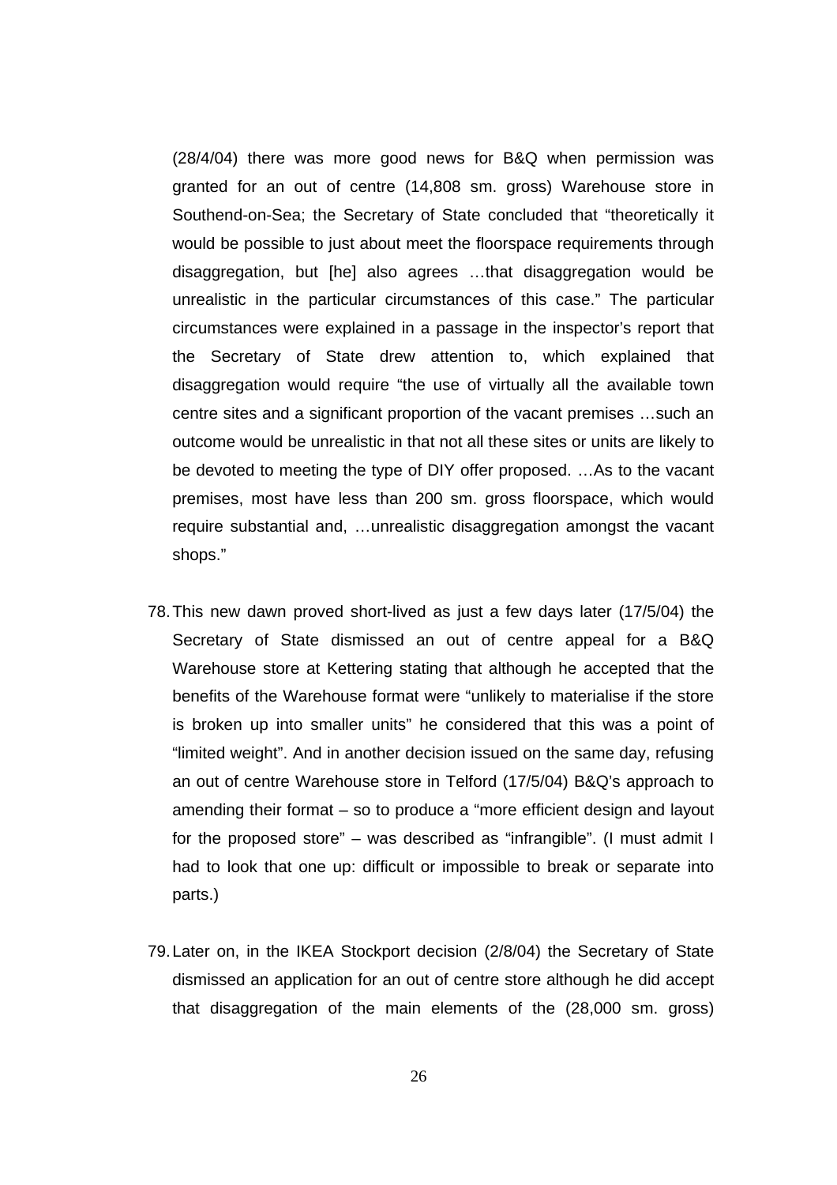(28/4/04) there was more good news for B&Q when permission was granted for an out of centre (14,808 sm. gross) Warehouse store in Southend-on-Sea; the Secretary of State concluded that "theoretically it would be possible to just about meet the floorspace requirements through disaggregation, but [he] also agrees …that disaggregation would be unrealistic in the particular circumstances of this case." The particular circumstances were explained in a passage in the inspector's report that the Secretary of State drew attention to, which explained that disaggregation would require "the use of virtually all the available town centre sites and a significant proportion of the vacant premises …such an outcome would be unrealistic in that not all these sites or units are likely to be devoted to meeting the type of DIY offer proposed. …As to the vacant premises, most have less than 200 sm. gross floorspace, which would require substantial and, …unrealistic disaggregation amongst the vacant shops."

78. This new dawn proved short-lived as just a few days later (17/5/04) the Secretary of State dismissed an out of centre appeal for a B&Q Warehouse store at Kettering stating that although he accepted that the benefits of the Warehouse format were "unlikely to materialise if the store is broken up into smaller units" he considered that this was a point of "limited weight". And in another decision issued on the same day, refusing an out of centre Warehouse store in Telford (17/5/04) B&Q's approach to amending their format – so to produce a "more efficient design and layout for the proposed store" – was described as "infrangible". (I must admit I had to look that one up: difficult or impossible to break or separate into parts.)

79. Later on, in the IKEA Stockport decision (2/8/04) the Secretary of State dismissed an application for an out of centre store although he did accept that disaggregation of the main elements of the (28,000 sm. gross)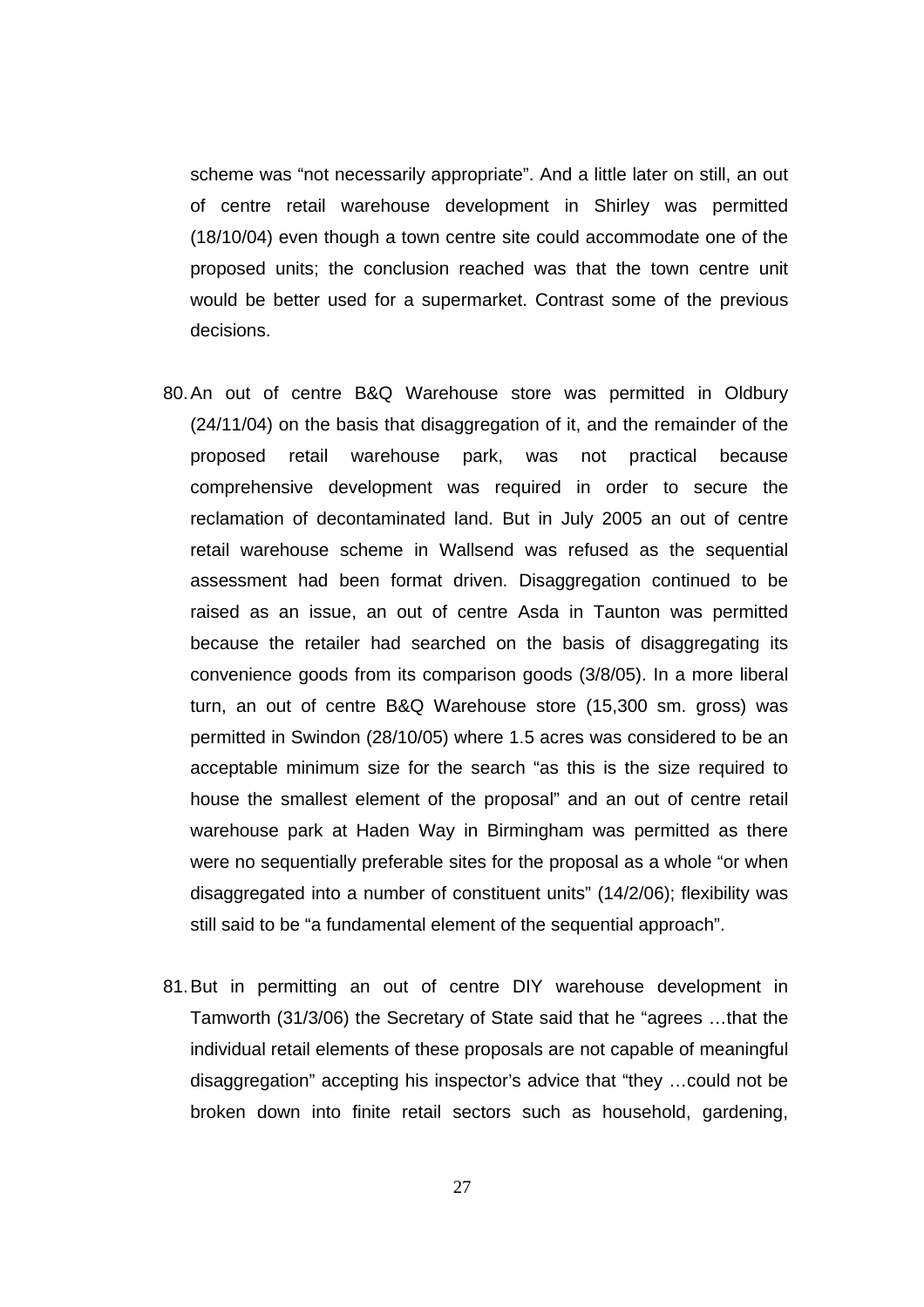scheme was "not necessarily appropriate". And a little later on still, an out of centre retail warehouse development in Shirley was permitted (18/10/04) even though a town centre site could accommodate one of the proposed units; the conclusion reached was that the town centre unit would be better used for a supermarket. Contrast some of the previous decisions.

80. An out of centre B&Q Warehouse store was permitted in Oldbury (24/11/04) on the basis that disaggregation of it, and the remainder of the proposed retail warehouse park, was not practical because comprehensive development was required in order to secure the reclamation of decontaminated land. But in July 2005 an out of centre retail warehouse scheme in Wallsend was refused as the sequential assessment had been format driven. Disaggregation continued to be raised as an issue, an out of centre Asda in Taunton was permitted because the retailer had searched on the basis of disaggregating its convenience goods from its comparison goods (3/8/05). In a more liberal turn, an out of centre B&Q Warehouse store (15,300 sm. gross) was permitted in Swindon (28/10/05) where 1.5 acres was considered to be an acceptable minimum size for the search "as this is the size required to house the smallest element of the proposal" and an out of centre retail warehouse park at Haden Way in Birmingham was permitted as there were no sequentially preferable sites for the proposal as a whole "or when disaggregated into a number of constituent units" (14/2/06); flexibility was still said to be "a fundamental element of the sequential approach".

81. But in permitting an out of centre DIY warehouse development in Tamworth (31/3/06) the Secretary of State said that he "agrees …that the individual retail elements of these proposals are not capable of meaningful disaggregation" accepting his inspector's advice that "they …could not be broken down into finite retail sectors such as household, gardening,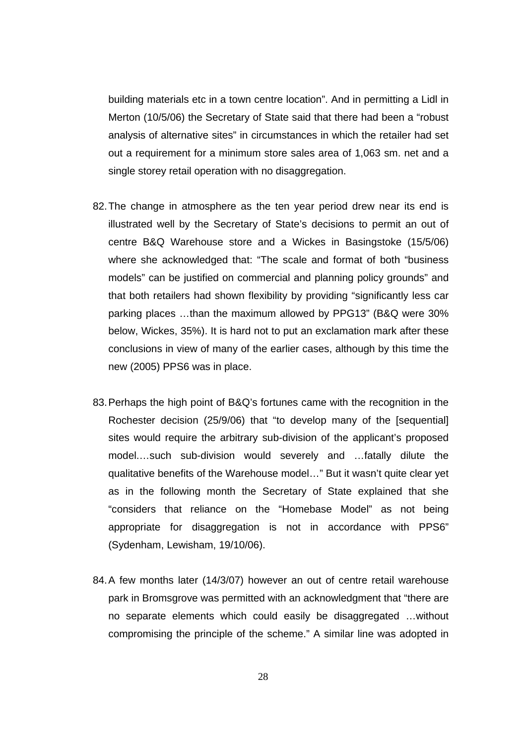building materials etc in a town centre location". And in permitting a Lidl in Merton (10/5/06) the Secretary of State said that there had been a "robust analysis of alternative sites" in circumstances in which the retailer had set out a requirement for a minimum store sales area of 1,063 sm. net and a single storey retail operation with no disaggregation.

82. The change in atmosphere as the ten year period drew near its end is illustrated well by the Secretary of State's decisions to permit an out of centre B&Q Warehouse store and a Wickes in Basingstoke (15/5/06) where she acknowledged that: "The scale and format of both "business models" can be justified on commercial and planning policy grounds" and that both retailers had shown flexibility by providing "significantly less car parking places …than the maximum allowed by PPG13" (B&Q were 30% below, Wickes, 35%). It is hard not to put an exclamation mark after these conclusions in view of many of the earlier cases, although by this time the new (2005) PPS6 was in place.

83. Perhaps the high point of B&Q's fortunes came with the recognition in the Rochester decision (25/9/06) that "to develop many of the [sequential] sites would require the arbitrary sub-division of the applicant's proposed model….such sub-division would severely and …fatally dilute the qualitative benefits of the Warehouse model…" But it wasn't quite clear yet as in the following month the Secretary of State explained that she "considers that reliance on the "Homebase Model" as not being appropriate for disaggregation is not in accordance with PPS6" (Sydenham, Lewisham, 19/10/06).

84. A few months later (14/3/07) however an out of centre retail warehouse park in Bromsgrove was permitted with an acknowledgment that "there are no separate elements which could easily be disaggregated …without compromising the principle of the scheme." A similar line was adopted in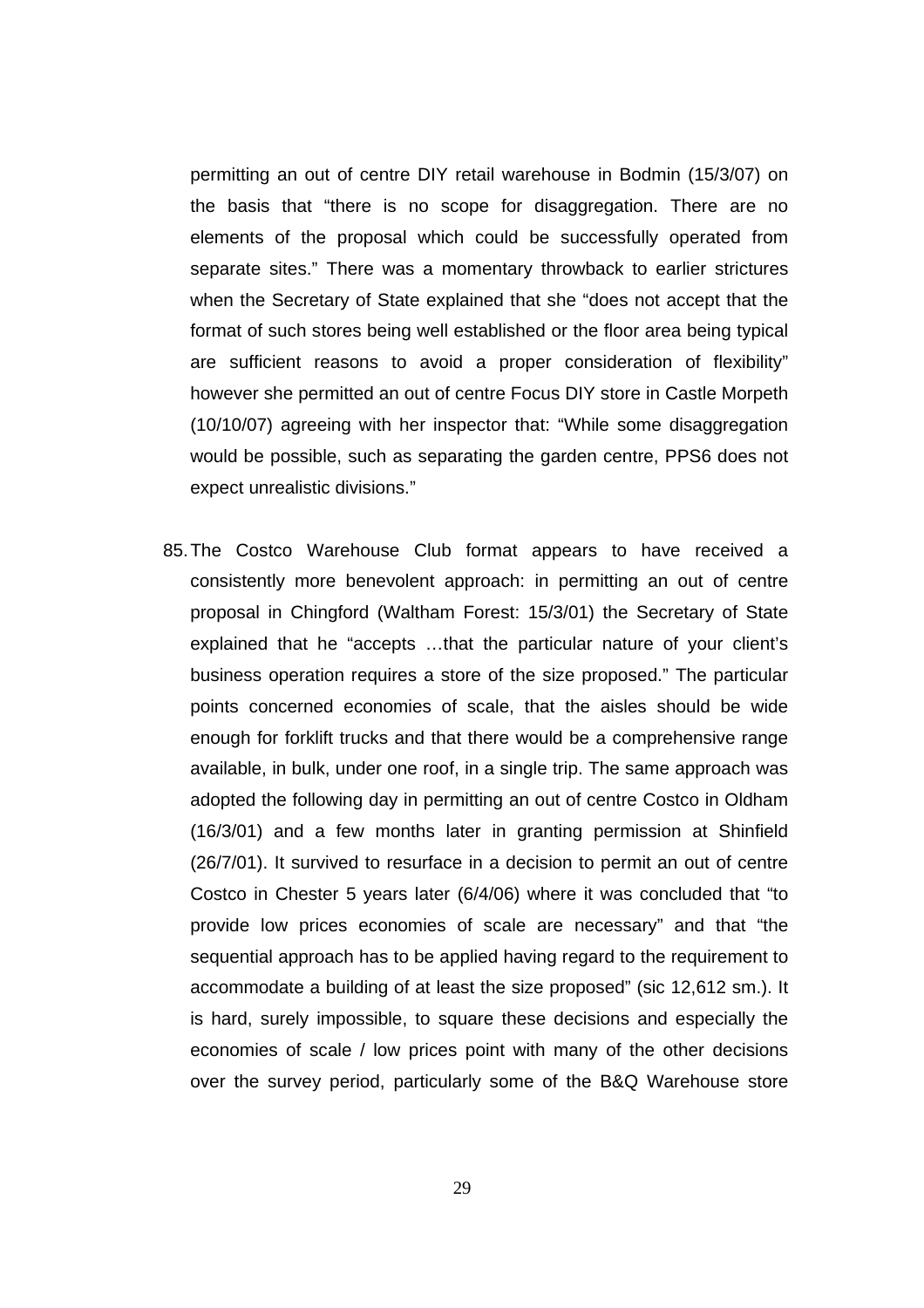permitting an out of centre DIY retail warehouse in Bodmin (15/3/07) on the basis that "there is no scope for disaggregation. There are no elements of the proposal which could be successfully operated from separate sites." There was a momentary throwback to earlier strictures when the Secretary of State explained that she "does not accept that the format of such stores being well established or the floor area being typical are sufficient reasons to avoid a proper consideration of flexibility" however she permitted an out of centre Focus DIY store in Castle Morpeth (10/10/07) agreeing with her inspector that: "While some disaggregation would be possible, such as separating the garden centre, PPS6 does not expect unrealistic divisions."

85. The Costco Warehouse Club format appears to have received a consistently more benevolent approach: in permitting an out of centre proposal in Chingford (Waltham Forest: 15/3/01) the Secretary of State explained that he "accepts …that the particular nature of your client's business operation requires a store of the size proposed." The particular points concerned economies of scale, that the aisles should be wide enough for forklift trucks and that there would be a comprehensive range available, in bulk, under one roof, in a single trip. The same approach was adopted the following day in permitting an out of centre Costco in Oldham (16/3/01) and a few months later in granting permission at Shinfield (26/7/01). It survived to resurface in a decision to permit an out of centre Costco in Chester 5 years later (6/4/06) where it was concluded that "to provide low prices economies of scale are necessary" and that "the sequential approach has to be applied having regard to the requirement to accommodate a building of at least the size proposed" (sic 12,612 sm.). It is hard, surely impossible, to square these decisions and especially the economies of scale / low prices point with many of the other decisions over the survey period, particularly some of the B&Q Warehouse store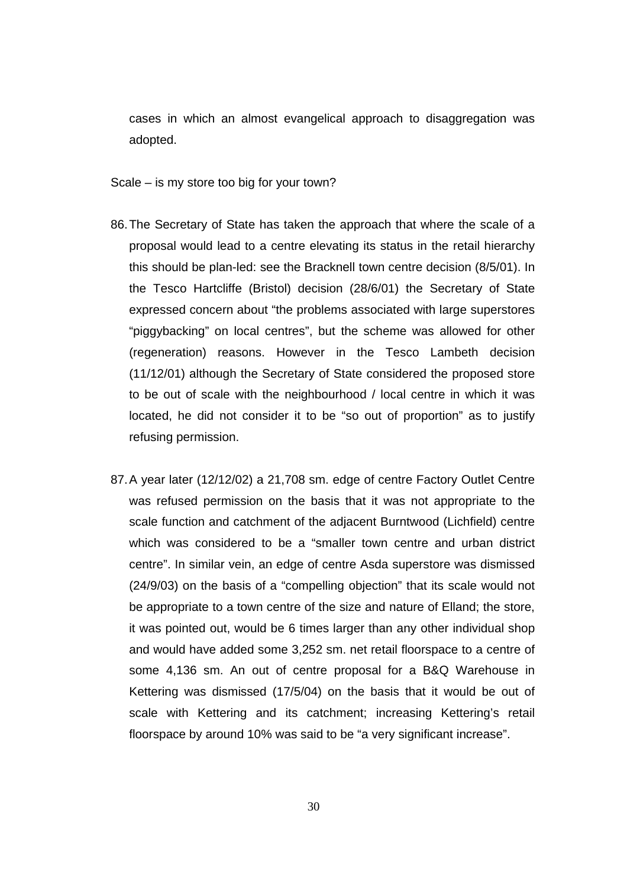cases in which an almost evangelical approach to disaggregation was adopted.

Scale – is my store too big for your town?

86. The Secretary of State has taken the approach that where the scale of a proposal would lead to a centre elevating its status in the retail hierarchy this should be plan-led: see the Bracknell town centre decision (8/5/01). In the Tesco Hartcliffe (Bristol) decision (28/6/01) the Secretary of State expressed concern about "the problems associated with large superstores "piggybacking" on local centres", but the scheme was allowed for other (regeneration) reasons. However in the Tesco Lambeth decision (11/12/01) although the Secretary of State considered the proposed store to be out of scale with the neighbourhood / local centre in which it was located, he did not consider it to be "so out of proportion" as to justify refusing permission.

87. A year later (12/12/02) a 21,708 sm. edge of centre Factory Outlet Centre was refused permission on the basis that it was not appropriate to the scale function and catchment of the adjacent Burntwood (Lichfield) centre which was considered to be a "smaller town centre and urban district centre". In similar vein, an edge of centre Asda superstore was dismissed (24/9/03) on the basis of a "compelling objection" that its scale would not be appropriate to a town centre of the size and nature of Elland; the store, it was pointed out, would be 6 times larger than any other individual shop and would have added some 3,252 sm. net retail floorspace to a centre of some 4,136 sm. An out of centre proposal for a B&Q Warehouse in Kettering was dismissed (17/5/04) on the basis that it would be out of scale with Kettering and its catchment; increasing Kettering's retail floorspace by around 10% was said to be "a very significant increase".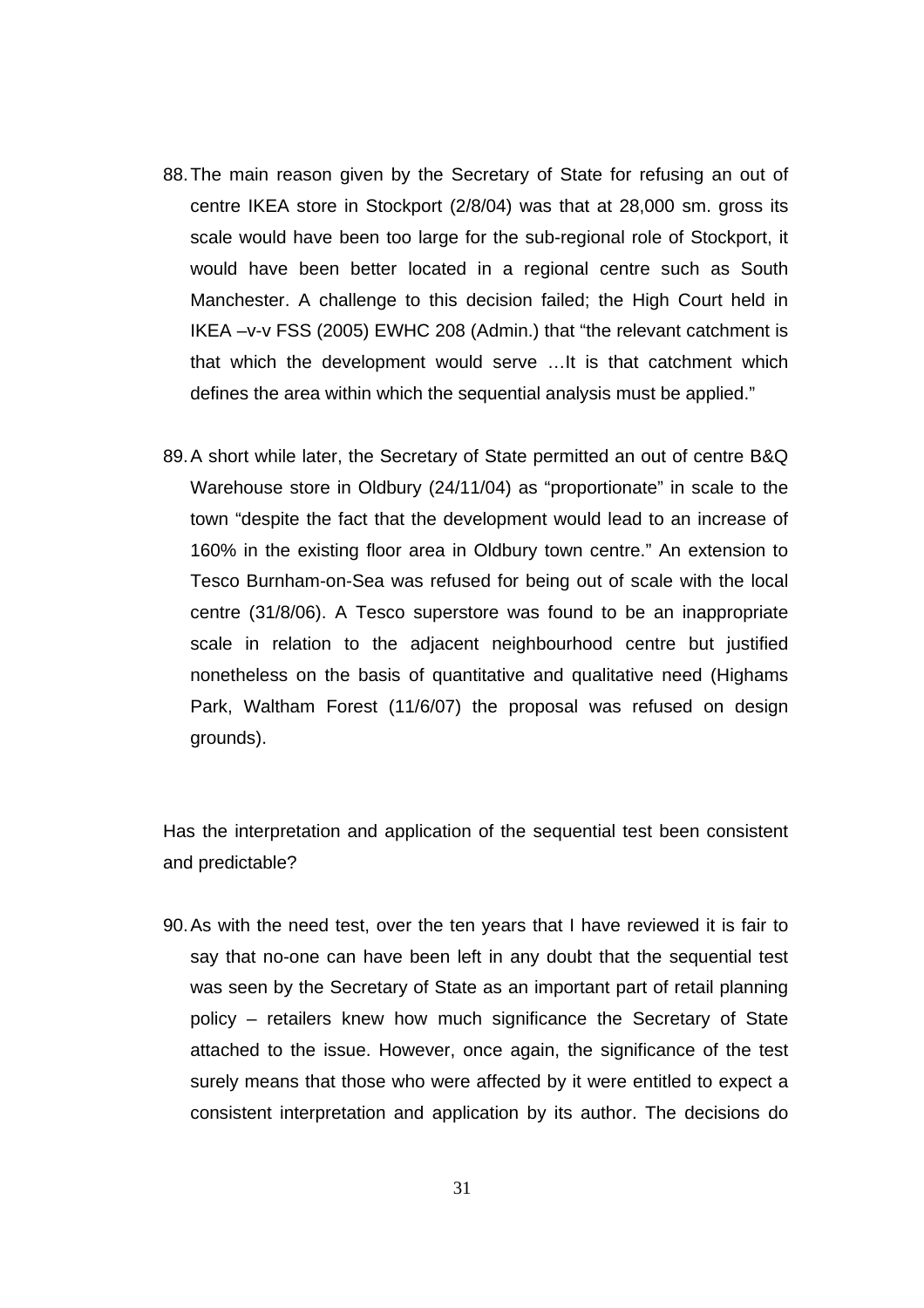88. The main reason given by the Secretary of State for refusing an out of centre IKEA store in Stockport (2/8/04) was that at 28,000 sm. gross its scale would have been too large for the sub-regional role of Stockport, it would have been better located in a regional centre such as South Manchester. A challenge to this decision failed; the High Court held in IKEA –v-v FSS (2005) EWHC 208 (Admin.) that "the relevant catchment is that which the development would serve …It is that catchment which defines the area within which the sequential analysis must be applied."

89. A short while later, the Secretary of State permitted an out of centre B&Q Warehouse store in Oldbury (24/11/04) as "proportionate" in scale to the town "despite the fact that the development would lead to an increase of 160% in the existing floor area in Oldbury town centre." An extension to Tesco Burnham-on-Sea was refused for being out of scale with the local centre (31/8/06). A Tesco superstore was found to be an inappropriate scale in relation to the adjacent neighbourhood centre but justified nonetheless on the basis of quantitative and qualitative need (Highams Park, Waltham Forest (11/6/07) the proposal was refused on design grounds).

Has the interpretation and application of the sequential test been consistent and predictable?

90. As with the need test, over the ten years that I have reviewed it is fair to say that no-one can have been left in any doubt that the sequential test was seen by the Secretary of State as an important part of retail planning policy – retailers knew how much significance the Secretary of State attached to the issue. However, once again, the significance of the test surely means that those who were affected by it were entitled to expect a consistent interpretation and application by its author. The decisions do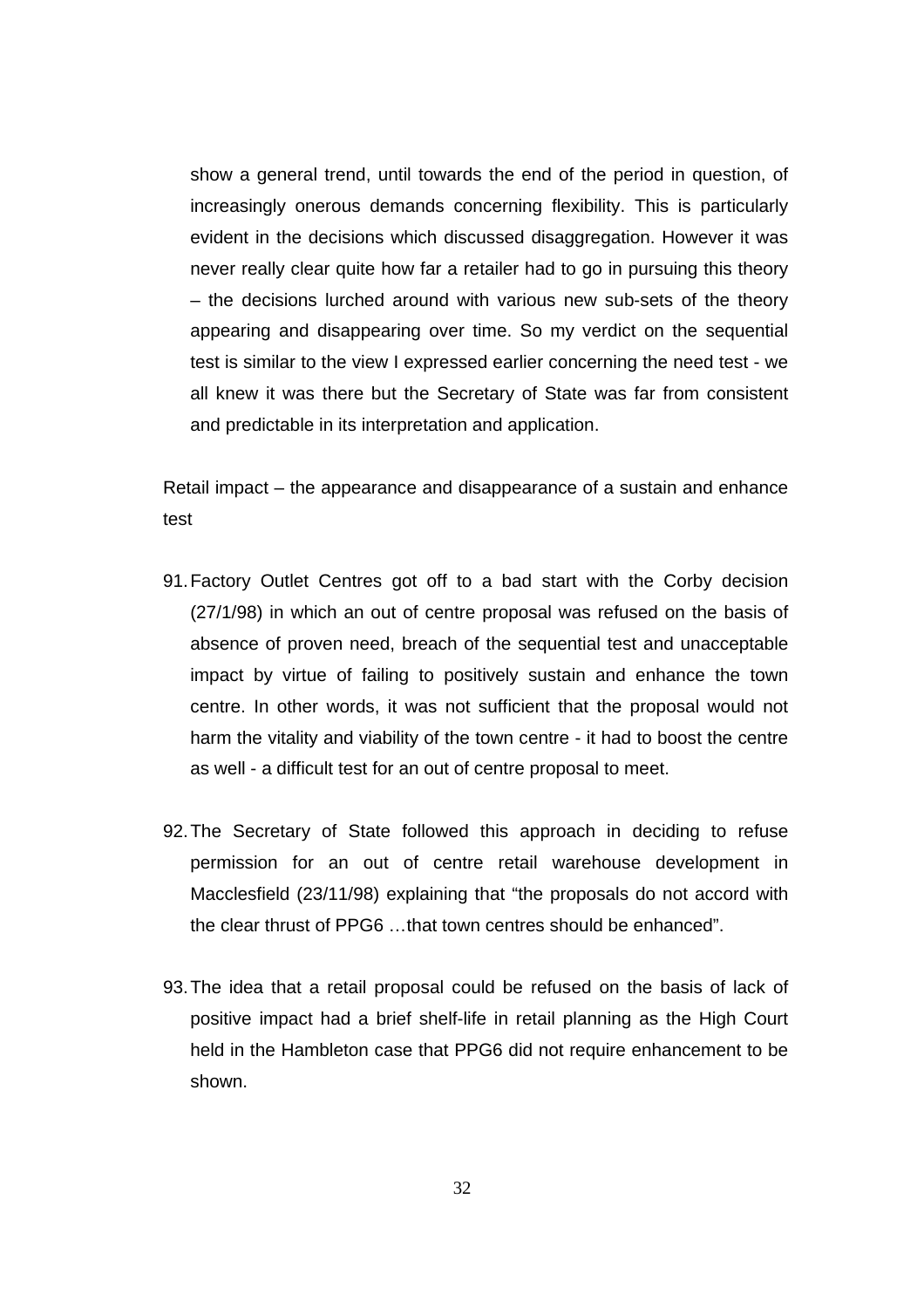show a general trend, until towards the end of the period in question, of increasingly onerous demands concerning flexibility. This is particularly evident in the decisions which discussed disaggregation. However it was never really clear quite how far a retailer had to go in pursuing this theory – the decisions lurched around with various new sub-sets of the theory appearing and disappearing over time. So my verdict on the sequential test is similar to the view I expressed earlier concerning the need test - we all knew it was there but the Secretary of State was far from consistent and predictable in its interpretation and application.

Retail impact – the appearance and disappearance of a sustain and enhance test

91. Factory Outlet Centres got off to a bad start with the Corby decision (27/1/98) in which an out of centre proposal was refused on the basis of absence of proven need, breach of the sequential test and unacceptable impact by virtue of failing to positively sustain and enhance the town centre. In other words, it was not sufficient that the proposal would not harm the vitality and viability of the town centre - it had to boost the centre as well - a difficult test for an out of centre proposal to meet.

92. The Secretary of State followed this approach in deciding to refuse permission for an out of centre retail warehouse development in Macclesfield (23/11/98) explaining that "the proposals do not accord with the clear thrust of PPG6 …that town centres should be enhanced".

93. The idea that a retail proposal could be refused on the basis of lack of positive impact had a brief shelf-life in retail planning as the High Court held in the Hambleton case that PPG6 did not require enhancement to be shown.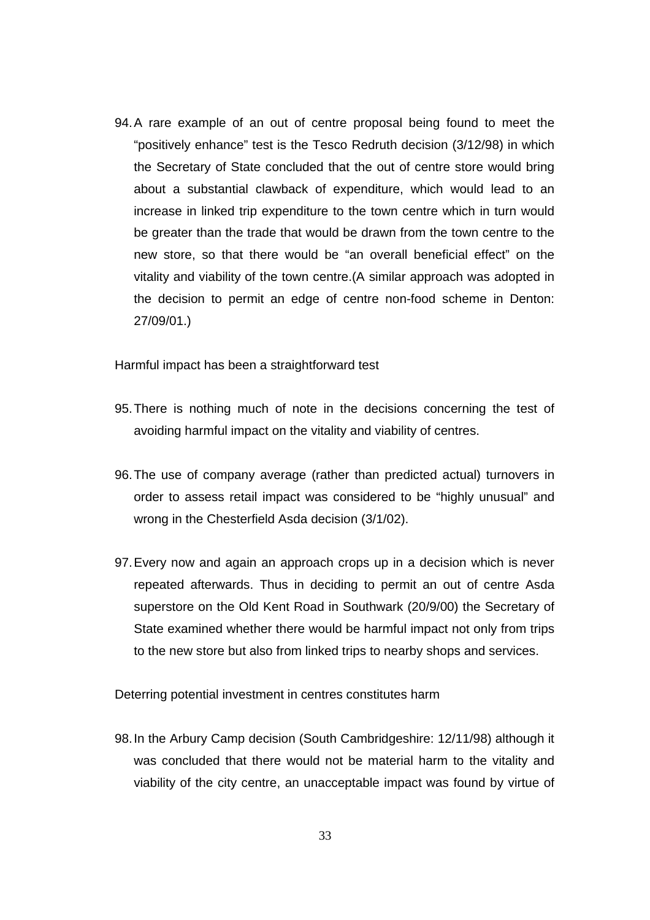94. A rare example of an out of centre proposal being found to meet the "positively enhance" test is the Tesco Redruth decision (3/12/98) in which the Secretary of State concluded that the out of centre store would bring about a substantial clawback of expenditure, which would lead to an increase in linked trip expenditure to the town centre which in turn would be greater than the trade that would be drawn from the town centre to the new store, so that there would be "an overall beneficial effect" on the vitality and viability of the town centre.(A similar approach was adopted in the decision to permit an edge of centre non-food scheme in Denton: 27/09/01.)

Harmful impact has been a straightforward test

95. There is nothing much of note in the decisions concerning the test of avoiding harmful impact on the vitality and viability of centres.

96. The use of company average (rather than predicted actual) turnovers in order to assess retail impact was considered to be "highly unusual" and wrong in the Chesterfield Asda decision (3/1/02).

97. Every now and again an approach crops up in a decision which is never repeated afterwards. Thus in deciding to permit an out of centre Asda superstore on the Old Kent Road in Southwark (20/9/00) the Secretary of State examined whether there would be harmful impact not only from trips to the new store but also from linked trips to nearby shops and services.

Deterring potential investment in centres constitutes harm

98. In the Arbury Camp decision (South Cambridgeshire: 12/11/98) although it was concluded that there would not be material harm to the vitality and viability of the city centre, an unacceptable impact was found by virtue of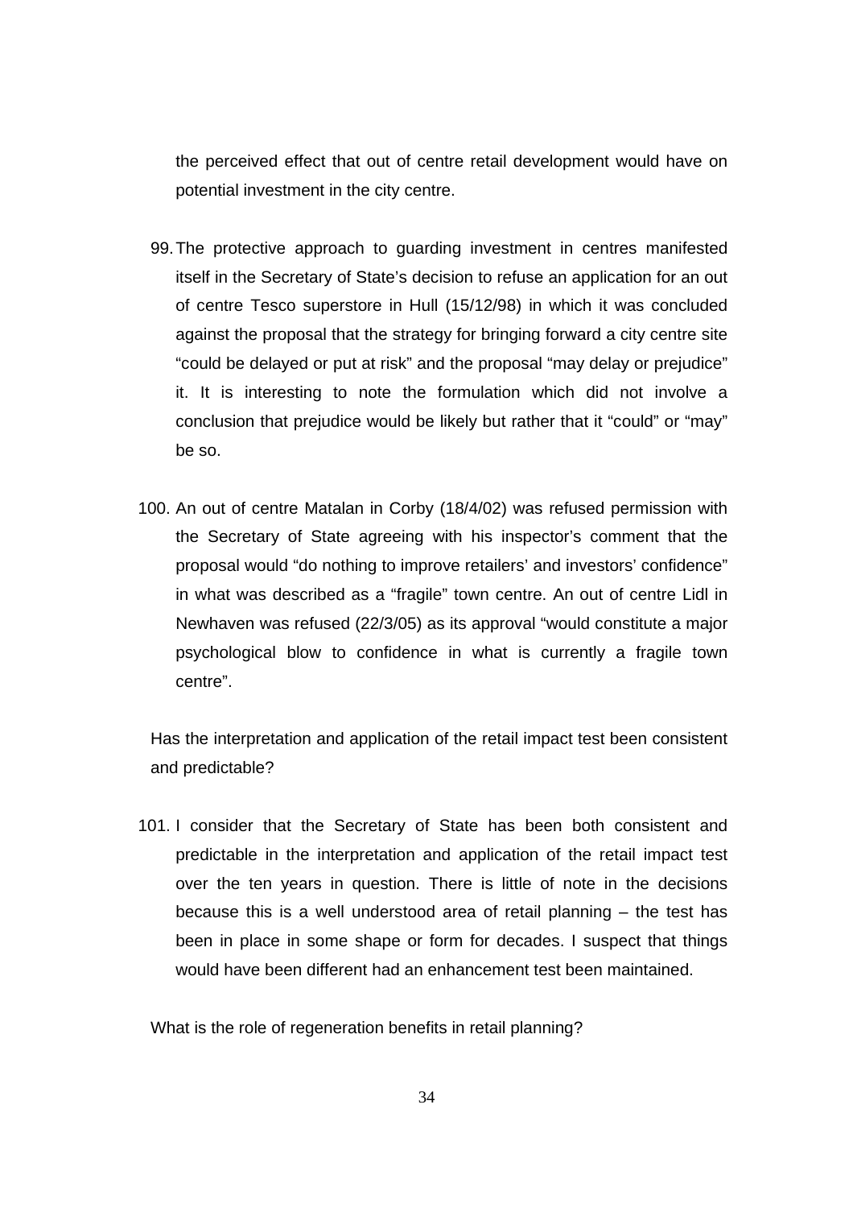the perceived effect that out of centre retail development would have on potential investment in the city centre.

99. The protective approach to guarding investment in centres manifested itself in the Secretary of State's decision to refuse an application for an out of centre Tesco superstore in Hull (15/12/98) in which it was concluded against the proposal that the strategy for bringing forward a city centre site "could be delayed or put at risk" and the proposal "may delay or prejudice" it. It is interesting to note the formulation which did not involve a conclusion that prejudice would be likely but rather that it "could" or "may" be so.

100. An out of centre Matalan in Corby (18/4/02) was refused permission with the Secretary of State agreeing with his inspector's comment that the proposal would "do nothing to improve retailers' and investors' confidence" in what was described as a "fragile" town centre. An out of centre Lidl in Newhaven was refused (22/3/05) as its approval "would constitute a major psychological blow to confidence in what is currently a fragile town centre".

Has the interpretation and application of the retail impact test been consistent and predictable?

101. I consider that the Secretary of State has been both consistent and predictable in the interpretation and application of the retail impact test over the ten years in question. There is little of note in the decisions because this is a well understood area of retail planning – the test has been in place in some shape or form for decades. I suspect that things would have been different had an enhancement test been maintained.

What is the role of regeneration benefits in retail planning?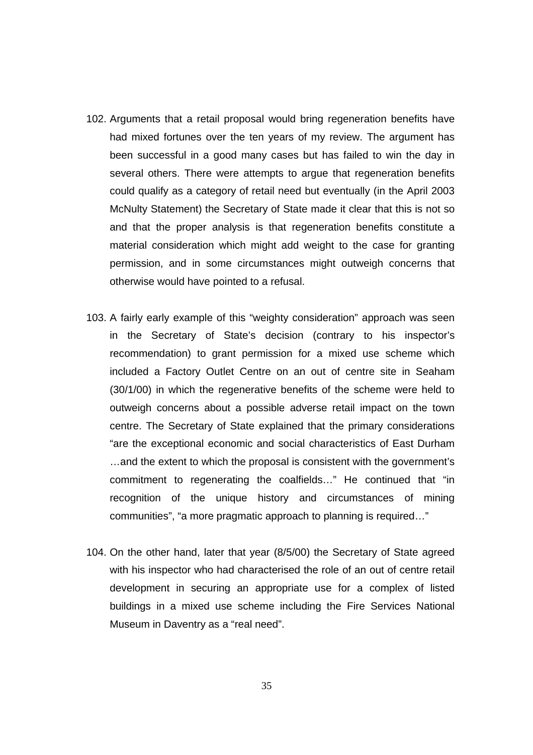102. Arguments that a retail proposal would bring regeneration benefits have had mixed fortunes over the ten years of my review. The argument has been successful in a good many cases but has failed to win the day in several others. There were attempts to argue that regeneration benefits could qualify as a category of retail need but eventually (in the April 2003 McNulty Statement) the Secretary of State made it clear that this is not so and that the proper analysis is that regeneration benefits constitute a material consideration which might add weight to the case for granting permission, and in some circumstances might outweigh concerns that otherwise would have pointed to a refusal.

103. A fairly early example of this "weighty consideration" approach was seen in the Secretary of State's decision (contrary to his inspector's recommendation) to grant permission for a mixed use scheme which included a Factory Outlet Centre on an out of centre site in Seaham (30/1/00) in which the regenerative benefits of the scheme were held to outweigh concerns about a possible adverse retail impact on the town centre. The Secretary of State explained that the primary considerations "are the exceptional economic and social characteristics of East Durham …and the extent to which the proposal is consistent with the government's commitment to regenerating the coalfields…" He continued that "in recognition of the unique history and circumstances of mining communities", "a more pragmatic approach to planning is required…"

104. On the other hand, later that year (8/5/00) the Secretary of State agreed with his inspector who had characterised the role of an out of centre retail development in securing an appropriate use for a complex of listed buildings in a mixed use scheme including the Fire Services National Museum in Daventry as a "real need".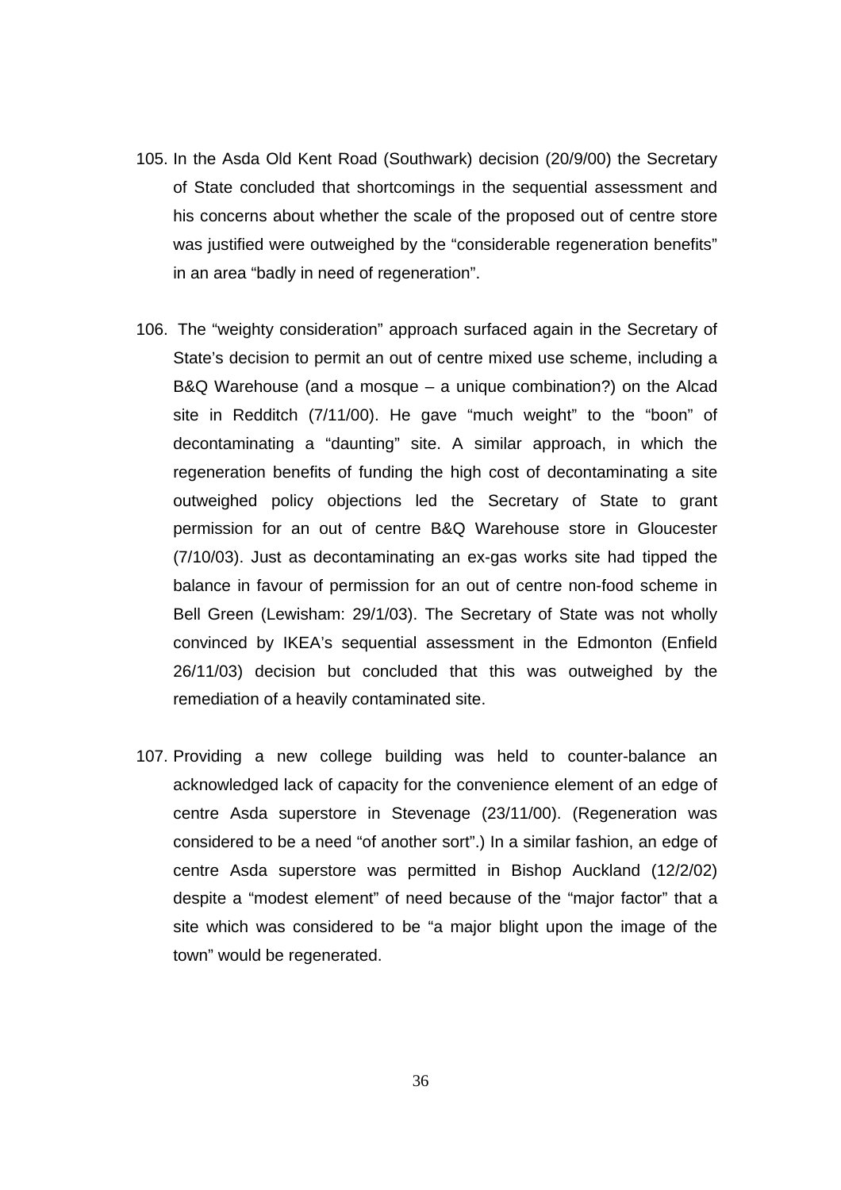105. In the Asda Old Kent Road (Southwark) decision (20/9/00) the Secretary of State concluded that shortcomings in the sequential assessment and his concerns about whether the scale of the proposed out of centre store was justified were outweighed by the "considerable regeneration benefits" in an area "badly in need of regeneration".

106. The "weighty consideration" approach surfaced again in the Secretary of State's decision to permit an out of centre mixed use scheme, including a B&Q Warehouse (and a mosque – a unique combination?) on the Alcad site in Redditch (7/11/00). He gave "much weight" to the "boon" of decontaminating a "daunting" site. A similar approach, in which the regeneration benefits of funding the high cost of decontaminating a site outweighed policy objections led the Secretary of State to grant permission for an out of centre B&Q Warehouse store in Gloucester (7/10/03). Just as decontaminating an ex-gas works site had tipped the balance in favour of permission for an out of centre non-food scheme in Bell Green (Lewisham: 29/1/03). The Secretary of State was not wholly convinced by IKEA's sequential assessment in the Edmonton (Enfield 26/11/03) decision but concluded that this was outweighed by the remediation of a heavily contaminated site.

107. Providing a new college building was held to counter-balance an acknowledged lack of capacity for the convenience element of an edge of centre Asda superstore in Stevenage (23/11/00). (Regeneration was considered to be a need "of another sort".) In a similar fashion, an edge of centre Asda superstore was permitted in Bishop Auckland (12/2/02) despite a "modest element" of need because of the "major factor" that a site which was considered to be "a major blight upon the image of the town" would be regenerated.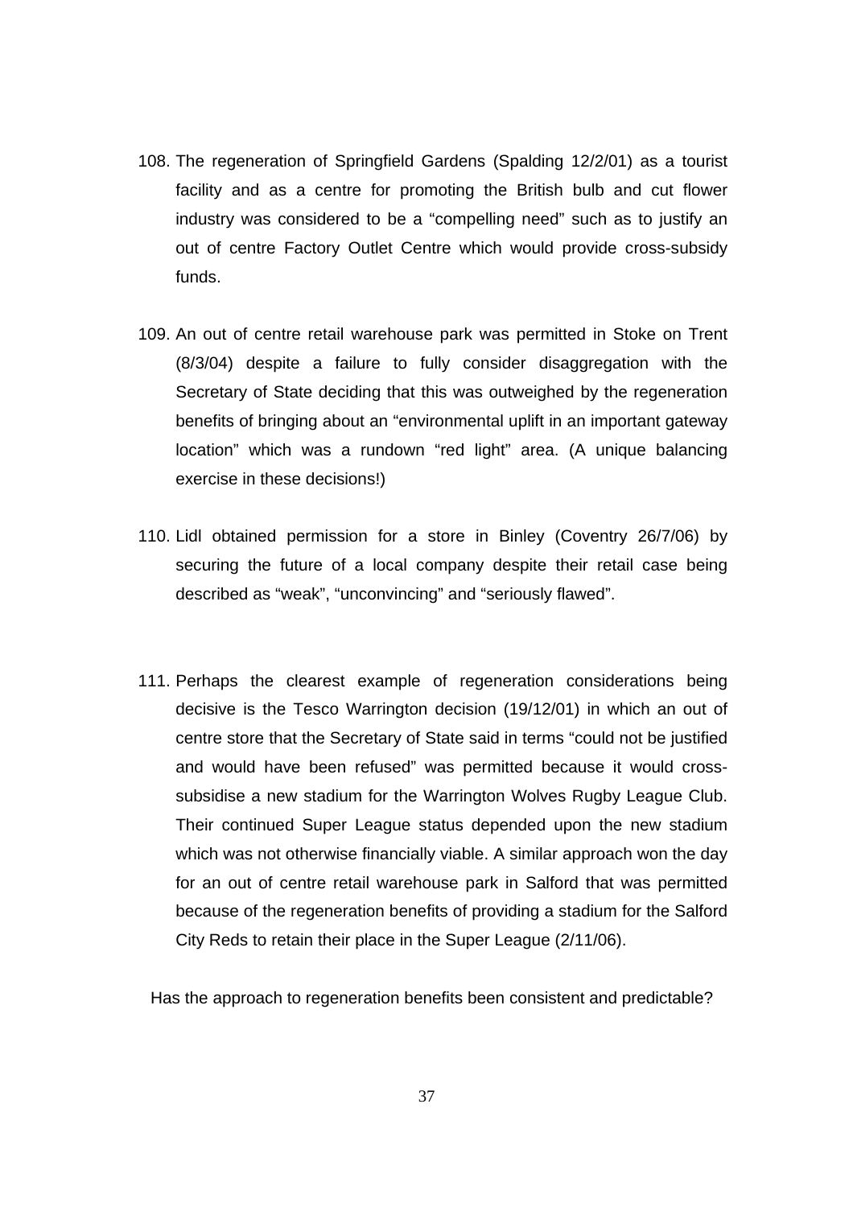108. The regeneration of Springfield Gardens (Spalding 12/2/01) as a tourist facility and as a centre for promoting the British bulb and cut flower industry was considered to be a "compelling need" such as to justify an out of centre Factory Outlet Centre which would provide cross-subsidy funds.

109. An out of centre retail warehouse park was permitted in Stoke on Trent (8/3/04) despite a failure to fully consider disaggregation with the Secretary of State deciding that this was outweighed by the regeneration benefits of bringing about an "environmental uplift in an important gateway location" which was a rundown "red light" area. (A unique balancing exercise in these decisions!)

110. Lidl obtained permission for a store in Binley (Coventry 26/7/06) by securing the future of a local company despite their retail case being described as "weak", "unconvincing" and "seriously flawed".

111. Perhaps the clearest example of regeneration considerations being decisive is the Tesco Warrington decision (19/12/01) in which an out of centre store that the Secretary of State said in terms "could not be justified and would have been refused" was permitted because it would cross-subsidise a new stadium for the Warrington Wolves Rugby League Club. Their continued Super League status depended upon the new stadium which was not otherwise financially viable. A similar approach won the day for an out of centre retail warehouse park in Salford that was permitted because of the regeneration benefits of providing a stadium for the Salford City Reds to retain their place in the Super League (2/11/06).

Has the approach to regeneration benefits been consistent and predictable?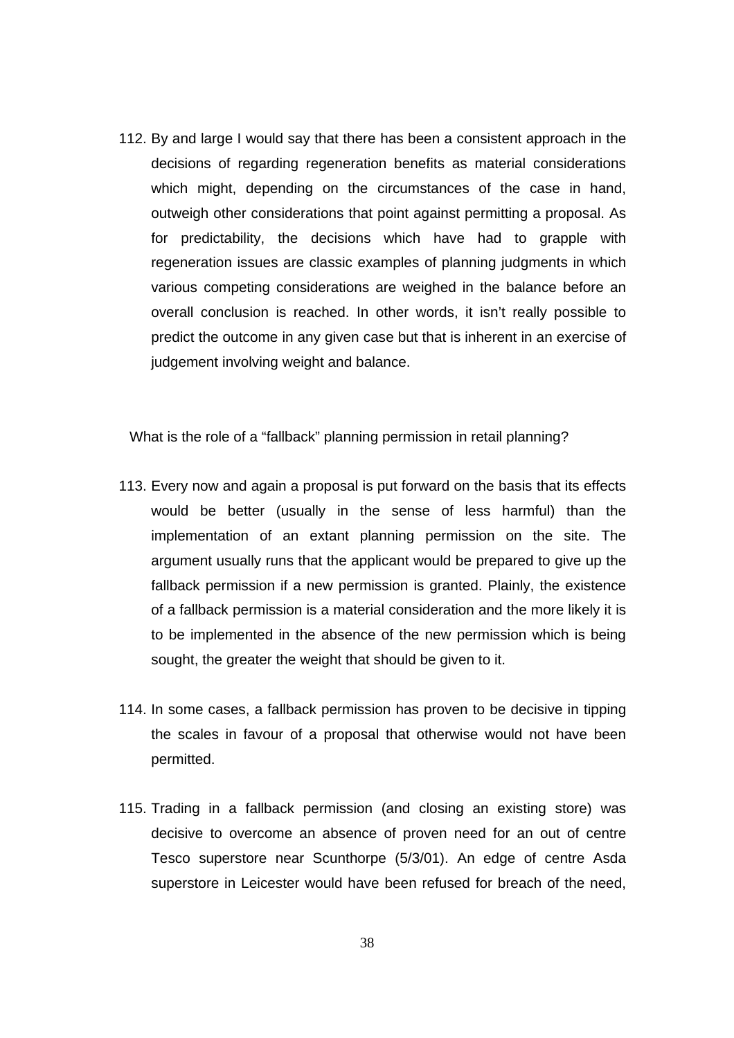112. By and large I would say that there has been a consistent approach in the decisions of regarding regeneration benefits as material considerations which might, depending on the circumstances of the case in hand, outweigh other considerations that point against permitting a proposal. As for predictability, the decisions which have had to grapple with regeneration issues are classic examples of planning judgments in which various competing considerations are weighed in the balance before an overall conclusion is reached. In other words, it isn't really possible to predict the outcome in any given case but that is inherent in an exercise of judgement involving weight and balance.

What is the role of a "fallback" planning permission in retail planning?

113. Every now and again a proposal is put forward on the basis that its effects would be better (usually in the sense of less harmful) than the implementation of an extant planning permission on the site. The argument usually runs that the applicant would be prepared to give up the fallback permission if a new permission is granted. Plainly, the existence of a fallback permission is a material consideration and the more likely it is to be implemented in the absence of the new permission which is being sought, the greater the weight that should be given to it.

114. In some cases, a fallback permission has proven to be decisive in tipping the scales in favour of a proposal that otherwise would not have been permitted.

115. Trading in a fallback permission (and closing an existing store) was decisive to overcome an absence of proven need for an out of centre Tesco superstore near Scunthorpe (5/3/01). An edge of centre Asda superstore in Leicester would have been refused for breach of the need,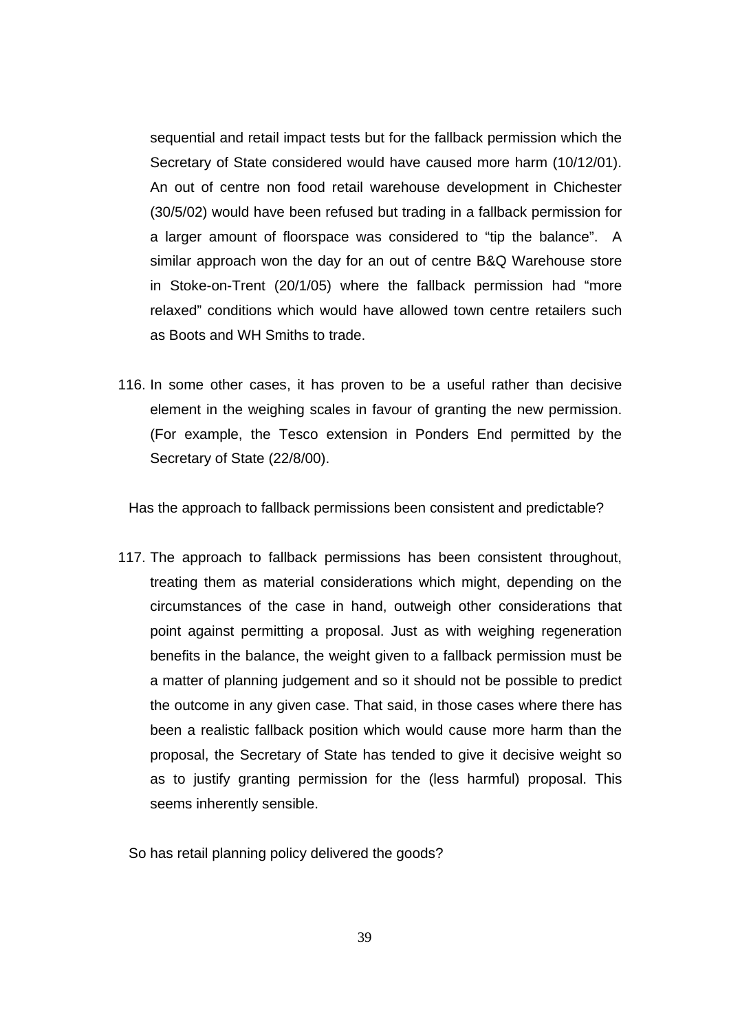sequential and retail impact tests but for the fallback permission which the Secretary of State considered would have caused more harm (10/12/01). An out of centre non food retail warehouse development in Chichester (30/5/02) would have been refused but trading in a fallback permission for a larger amount of floorspace was considered to "tip the balance". A similar approach won the day for an out of centre B&Q Warehouse store in Stoke-on-Trent (20/1/05) where the fallback permission had "more relaxed" conditions which would have allowed town centre retailers such as Boots and WH Smiths to trade.

116. In some other cases, it has proven to be a useful rather than decisive element in the weighing scales in favour of granting the new permission. (For example, the Tesco extension in Ponders End permitted by the Secretary of State (22/8/00).

Has the approach to fallback permissions been consistent and predictable?

117. The approach to fallback permissions has been consistent throughout, treating them as material considerations which might, depending on the circumstances of the case in hand, outweigh other considerations that point against permitting a proposal. Just as with weighing regeneration benefits in the balance, the weight given to a fallback permission must be a matter of planning judgement and so it should not be possible to predict the outcome in any given case. That said, in those cases where there has been a realistic fallback position which would cause more harm than the proposal, the Secretary of State has tended to give it decisive weight so as to justify granting permission for the (less harmful) proposal. This seems inherently sensible.

So has retail planning policy delivered the goods?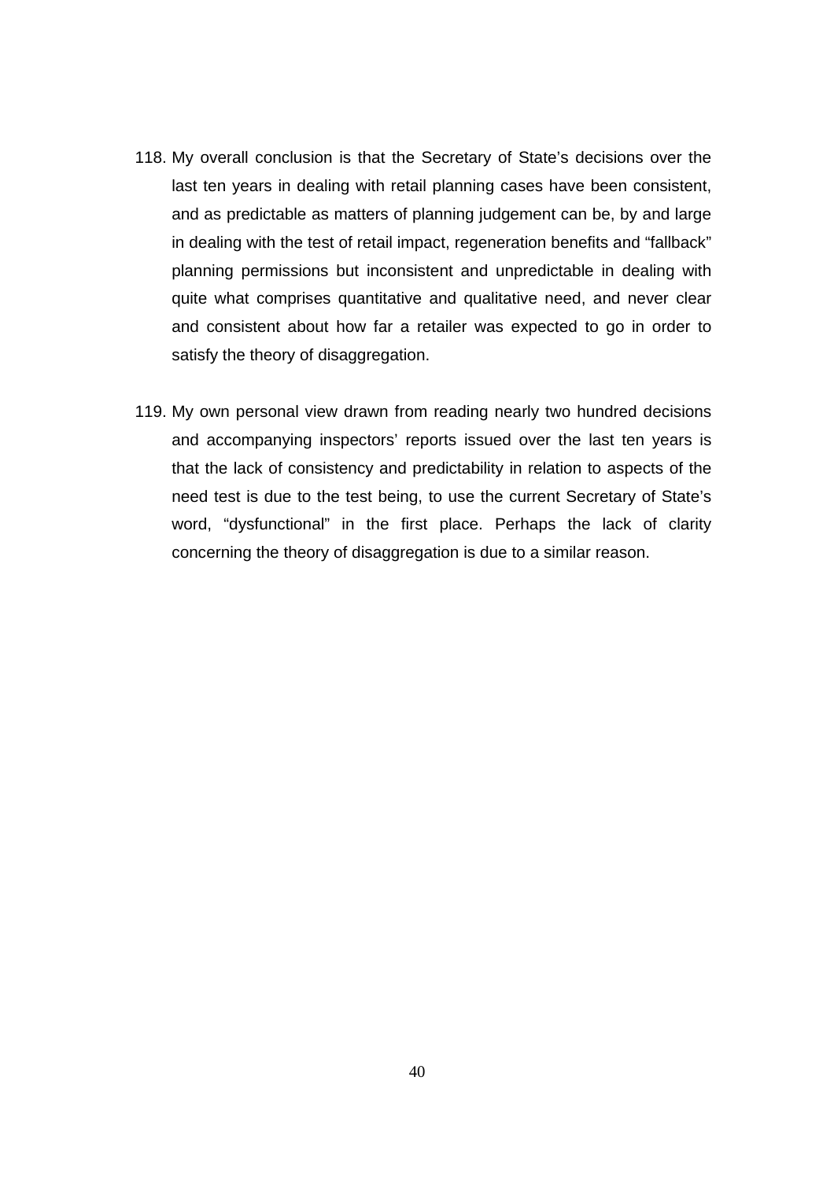118. My overall conclusion is that the Secretary of State's decisions over the last ten years in dealing with retail planning cases have been consistent, and as predictable as matters of planning judgement can be, by and large in dealing with the test of retail impact, regeneration benefits and "fallback" planning permissions but inconsistent and unpredictable in dealing with quite what comprises quantitative and qualitative need, and never clear and consistent about how far a retailer was expected to go in order to satisfy the theory of disaggregation.

119. My own personal view drawn from reading nearly two hundred decisions and accompanying inspectors' reports issued over the last ten years is that the lack of consistency and predictability in relation to aspects of the need test is due to the test being, to use the current Secretary of State's word, "dysfunctional" in the first place. Perhaps the lack of clarity concerning the theory of disaggregation is due to a similar reason.